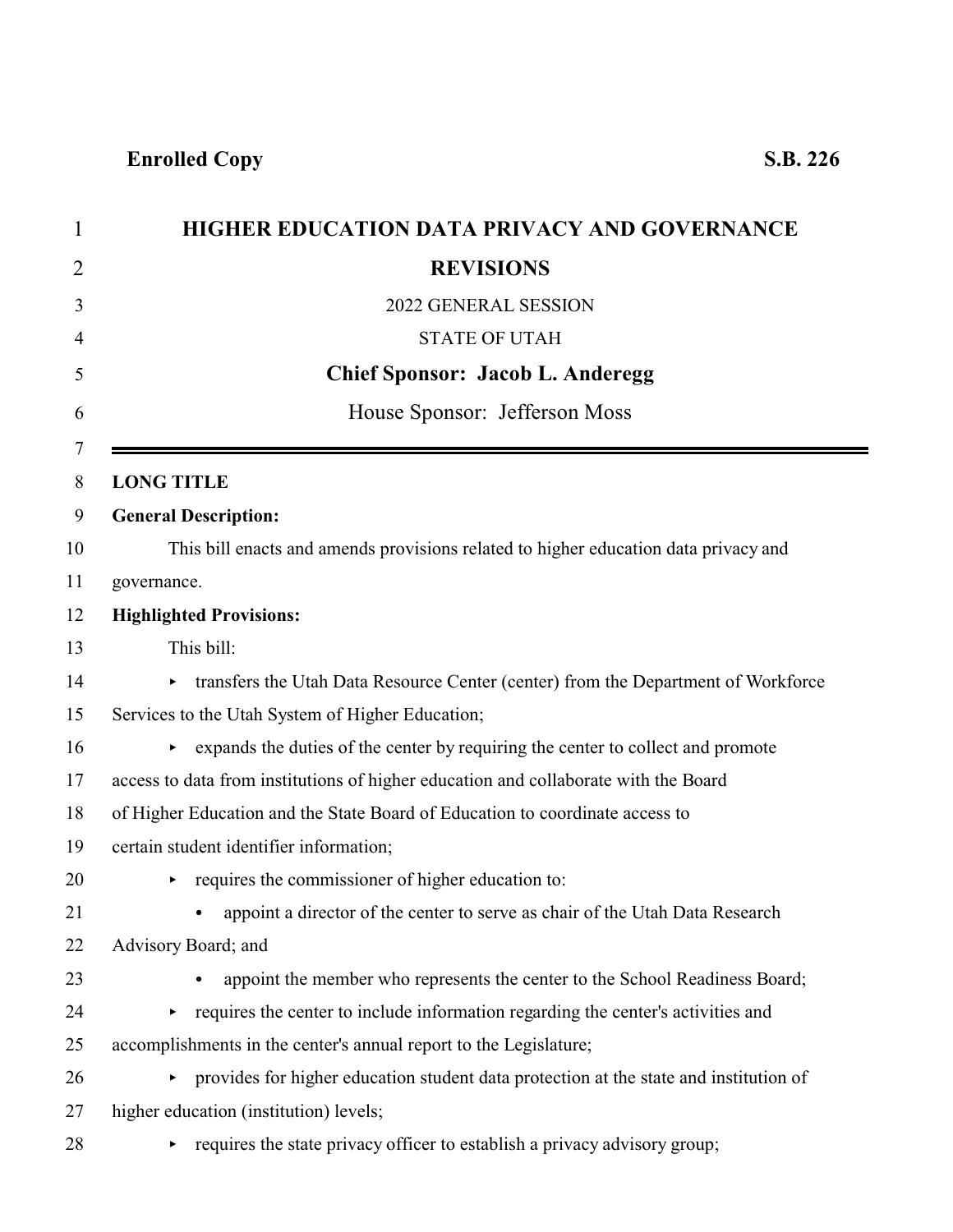**Enrolled Copy** **S.B. 226**

# HIGHER EDUCATION DATA PRIVACY AND GOVERNANCE REVISIONS

2022 GENERAL SESSION

STATE OF UTAH

**Chief Sponsor: Jacob L. Anderegg**

House Sponsor: Jefferson Moss

---

**LONG TITLE**

**General Description:**

This bill enacts and amends provisions related to higher education data privacy and governance.

**Highlighted Provisions:**

This bill:

- transfers the Utah Data Resource Center (center) from the Department of Workforce Services to the Utah System of Higher Education;
- expands the duties of the center by requiring the center to collect and promote access to data from institutions of higher education and collaborate with the Board of Higher Education and the State Board of Education to coordinate access to certain student identifier information;
- requires the commissioner of higher education to:
  - appoint a director of the center to serve as chair of the Utah Data Research Advisory Board; and
  - appoint the member who represents the center to the School Readiness Board;
- requires the center to include information regarding the center's activities and accomplishments in the center's annual report to the Legislature;
- provides for higher education student data protection at the state and institution of higher education (institution) levels;
- requires the state privacy officer to establish a privacy advisory group;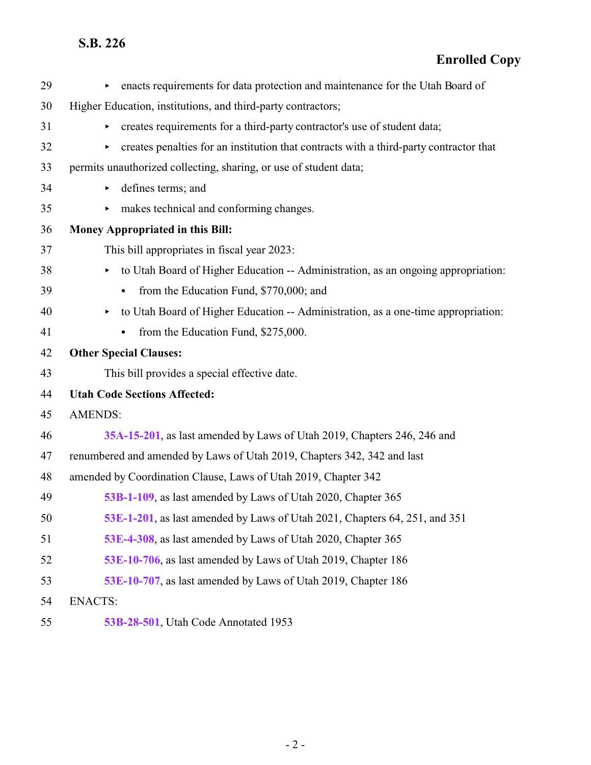- enacts requirements for data protection and maintenance for the Utah Board of Higher Education, institutions, and third-party contractors;
- creates requirements for a third-party contractor's use of student data;
- creates penalties for an institution that contracts with a third-party contractor that permits unauthorized collecting, sharing, or use of student data;
- defines terms; and
- makes technical and conforming changes.

**Money Appropriated in this Bill:**

This bill appropriates in fiscal year 2023:

- to Utah Board of Higher Education -- Administration, as an ongoing appropriation:
  - from the Education Fund, $770,000; and
- to Utah Board of Higher Education -- Administration, as a one-time appropriation:
  - from the Education Fund, $275,000.

**Other Special Clauses:**

This bill provides a special effective date.

**Utah Code Sections Affected:**

AMENDS:

**35A-15-201**, as last amended by Laws of Utah 2019, Chapters 246, 246 and renumbered and amended by Laws of Utah 2019, Chapters 342, 342 and last amended by Coordination Clause, Laws of Utah 2019, Chapter 342

**53B-1-109**, as last amended by Laws of Utah 2020, Chapter 365

**53E-1-201**, as last amended by Laws of Utah 2021, Chapters 64, 251, and 351

**53E-4-308**, as last amended by Laws of Utah 2020, Chapter 365

**53E-10-706**, as last amended by Laws of Utah 2019, Chapter 186

**53E-10-707**, as last amended by Laws of Utah 2019, Chapter 186

ENACTS:

**53B-28-501**, Utah Code Annotated 1953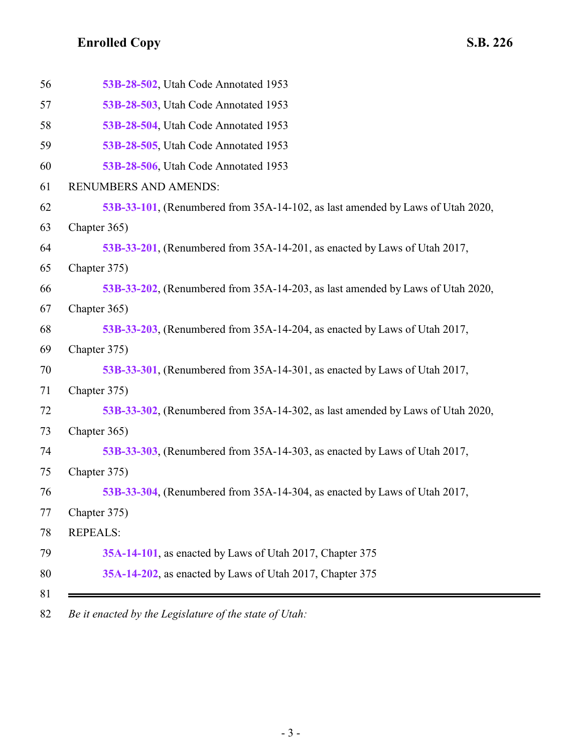53B-28-502, Utah Code Annotated 1953

53B-28-503, Utah Code Annotated 1953

53B-28-504, Utah Code Annotated 1953

53B-28-505, Utah Code Annotated 1953

53B-28-506, Utah Code Annotated 1953

RENUMBERS AND AMENDS:

53B-33-101, (Renumbered from 35A-14-102, as last amended by Laws of Utah 2020, Chapter 365)

53B-33-201, (Renumbered from 35A-14-201, as enacted by Laws of Utah 2017, Chapter 375)

53B-33-202, (Renumbered from 35A-14-203, as last amended by Laws of Utah 2020, Chapter 365)

53B-33-203, (Renumbered from 35A-14-204, as enacted by Laws of Utah 2017, Chapter 375)

53B-33-301, (Renumbered from 35A-14-301, as enacted by Laws of Utah 2017, Chapter 375)

53B-33-302, (Renumbered from 35A-14-302, as last amended by Laws of Utah 2020, Chapter 365)

53B-33-303, (Renumbered from 35A-14-303, as enacted by Laws of Utah 2017, Chapter 375)

53B-33-304, (Renumbered from 35A-14-304, as enacted by Laws of Utah 2017, Chapter 375)

REPEALS:

35A-14-101, as enacted by Laws of Utah 2017, Chapter 375

35A-14-202, as enacted by Laws of Utah 2017, Chapter 375

---

*Be it enacted by the Legislature of the state of Utah:*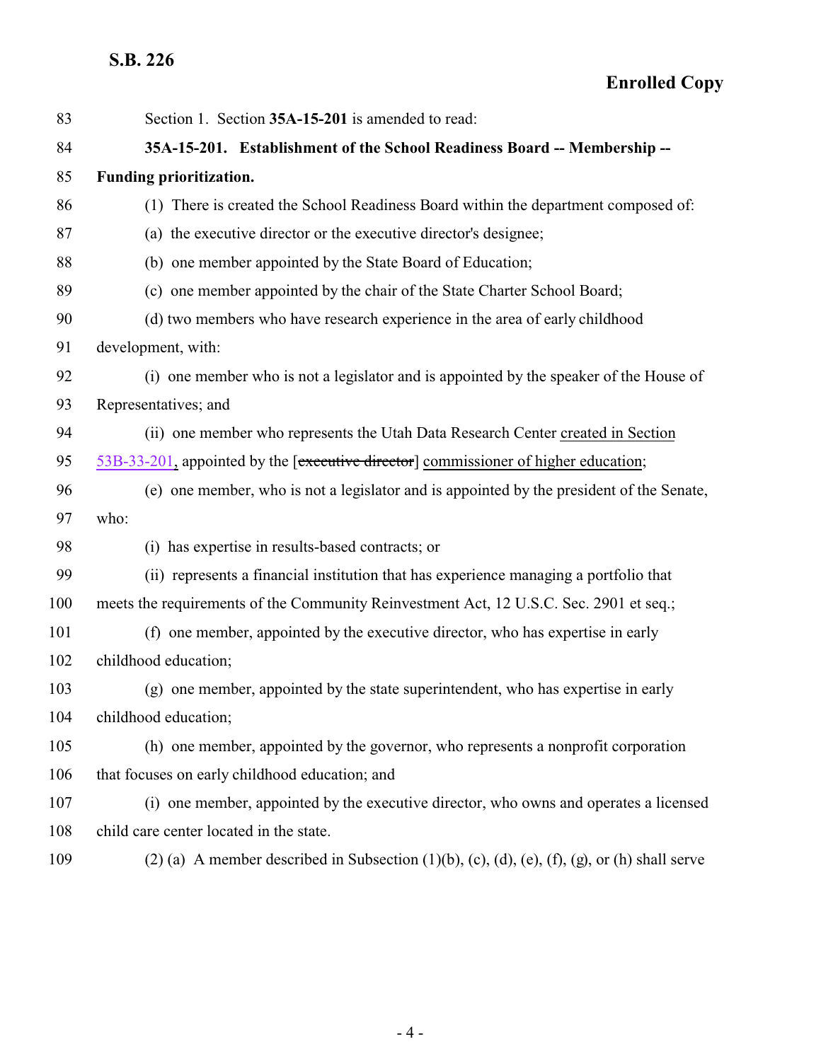Section 1. Section **35A-15-201** is amended to read:

**35A-15-201. Establishment of the School Readiness Board -- Membership -- Funding prioritization.**

(1) There is created the School Readiness Board within the department composed of:

(a) the executive director or the executive director's designee;

(b) one member appointed by the State Board of Education;

(c) one member appointed by the chair of the State Charter School Board;

(d) two members who have research experience in the area of early childhood development, with:

(i) one member who is not a legislator and is appointed by the speaker of the House of Representatives; and

(ii) one member who represents the Utah Data Research Center created in Section 53B-33-201, appointed by the [~~executive director~~] commissioner of higher education;

(e) one member, who is not a legislator and is appointed by the president of the Senate, who:

(i) has expertise in results-based contracts; or

(ii) represents a financial institution that has experience managing a portfolio that meets the requirements of the Community Reinvestment Act, 12 U.S.C. Sec. 2901 et seq.;

(f) one member, appointed by the executive director, who has expertise in early childhood education;

(g) one member, appointed by the state superintendent, who has expertise in early childhood education;

(h) one member, appointed by the governor, who represents a nonprofit corporation that focuses on early childhood education; and

(i) one member, appointed by the executive director, who owns and operates a licensed child care center located in the state.

(2) (a) A member described in Subsection (1)(b), (c), (d), (e), (f), (g), or (h) shall serve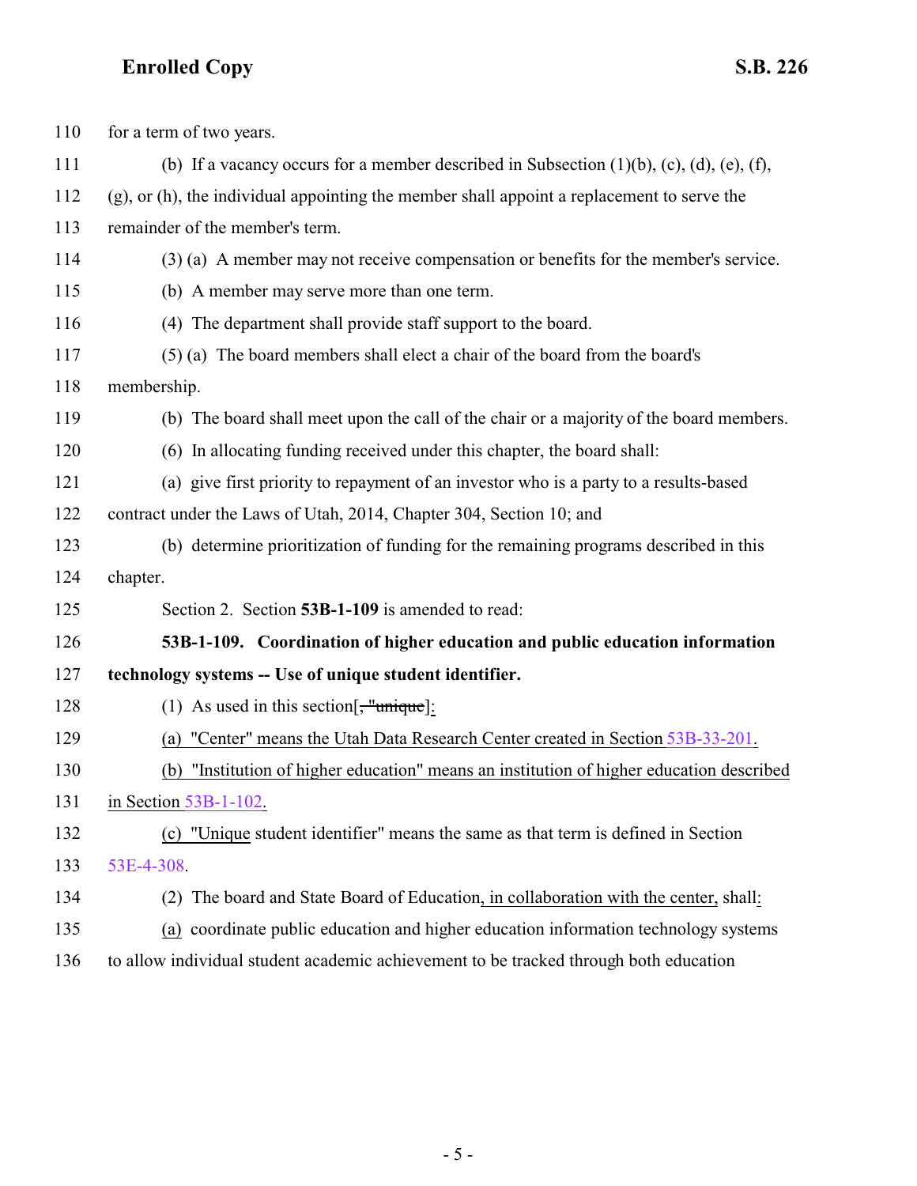110 for a term of two years.

111 (b) If a vacancy occurs for a member described in Subsection (1)(b), (c), (d), (e), (f),

112 (g), or (h), the individual appointing the member shall appoint a replacement to serve the

113 remainder of the member's term.

114 (3) (a) A member may not receive compensation or benefits for the member's service.

115 (b) A member may serve more than one term.

116 (4) The department shall provide staff support to the board.

117 (5) (a) The board members shall elect a chair of the board from the board's

118 membership.

119 (b) The board shall meet upon the call of the chair or a majority of the board members.

120 (6) In allocating funding received under this chapter, the board shall:

121 (a) give first priority to repayment of an investor who is a party to a results-based

122 contract under the Laws of Utah, 2014, Chapter 304, Section 10; and

123 (b) determine prioritization of funding for the remaining programs described in this

124 chapter.

125 Section 2. Section **53B-1-109** is amended to read:

126 **53B-1-109. Coordination of higher education and public education information**

127 **technology systems -- Use of unique student identifier.**

128 (1) As used in this section[~~, "unique~~]:

129 (a) "Center" means the Utah Data Research Center created in Section 53B-33-201.

130 (b) "Institution of higher education" means an institution of higher education described

131 in Section 53B-1-102.

132 (c) "Unique student identifier" means the same as that term is defined in Section

133 53E-4-308.

134 (2) The board and State Board of Education, in collaboration with the center, shall:

135 (a) coordinate public education and higher education information technology systems

136 to allow individual student academic achievement to be tracked through both education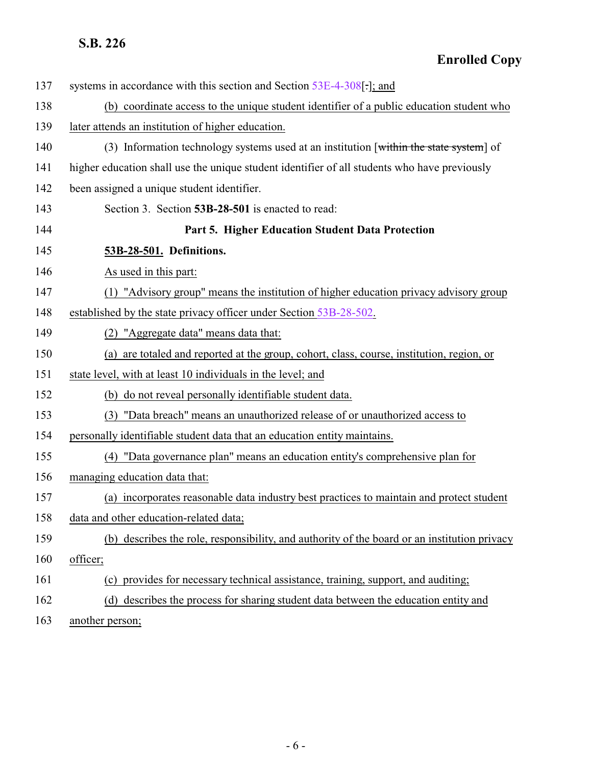systems in accordance with this section and Section 53E-4-308[.]; and

(b) coordinate access to the unique student identifier of a public education student who later attends an institution of higher education.

(3) Information technology systems used at an institution [within the state system] of higher education shall use the unique student identifier of all students who have previously been assigned a unique student identifier.

Section 3. Section **53B-28-501** is enacted to read:

**Part 5. Higher Education Student Data Protection**

**53B-28-501. Definitions.**

As used in this part:

(1) "Advisory group" means the institution of higher education privacy advisory group established by the state privacy officer under Section 53B-28-502.

(2) "Aggregate data" means data that:

(a) are totaled and reported at the group, cohort, class, course, institution, region, or state level, with at least 10 individuals in the level; and

(b) do not reveal personally identifiable student data.

(3) "Data breach" means an unauthorized release of or unauthorized access to personally identifiable student data that an education entity maintains.

(4) "Data governance plan" means an education entity's comprehensive plan for managing education data that:

(a) incorporates reasonable data industry best practices to maintain and protect student data and other education-related data;

(b) describes the role, responsibility, and authority of the board or an institution privacy officer;

(c) provides for necessary technical assistance, training, support, and auditing;

(d) describes the process for sharing student data between the education entity and another person;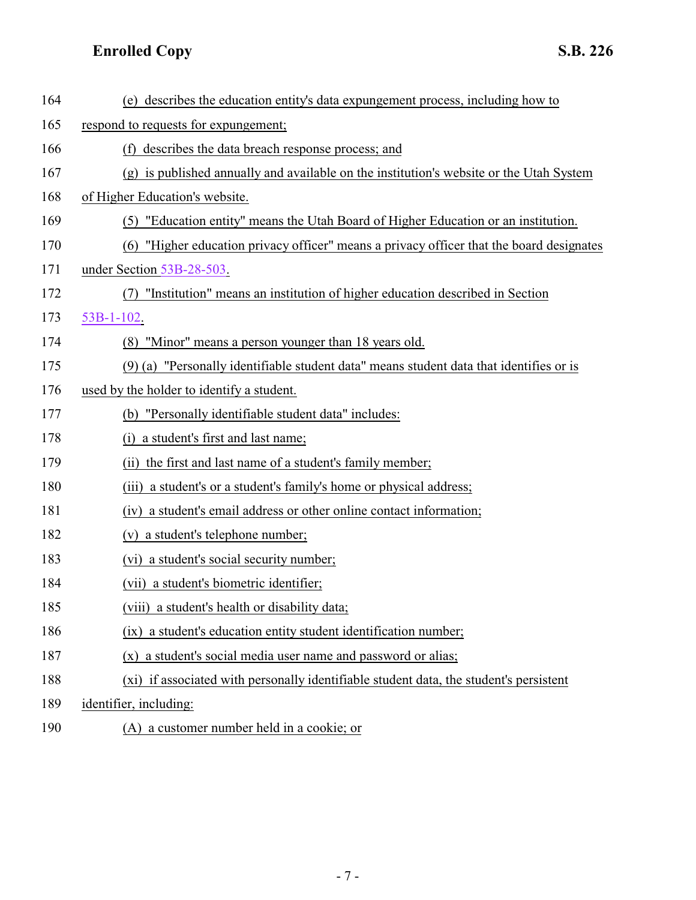(e) describes the education entity's data expungement process, including how to respond to requests for expungement;

(f) describes the data breach response process; and

(g) is published annually and available on the institution's website or the Utah System of Higher Education's website.

(5) "Education entity" means the Utah Board of Higher Education or an institution.

(6) "Higher education privacy officer" means a privacy officer that the board designates under Section 53B-28-503.

(7) "Institution" means an institution of higher education described in Section 53B-1-102.

(8) "Minor" means a person younger than 18 years old.

(9) (a) "Personally identifiable student data" means student data that identifies or is used by the holder to identify a student.

(b) "Personally identifiable student data" includes:

(i) a student's first and last name;

(ii) the first and last name of a student's family member;

(iii) a student's or a student's family's home or physical address;

(iv) a student's email address or other online contact information;

(v) a student's telephone number;

(vi) a student's social security number;

(vii) a student's biometric identifier;

(viii) a student's health or disability data;

(ix) a student's education entity student identification number;

(x) a student's social media user name and password or alias;

(xi) if associated with personally identifiable student data, the student's persistent identifier, including:

(A) a customer number held in a cookie; or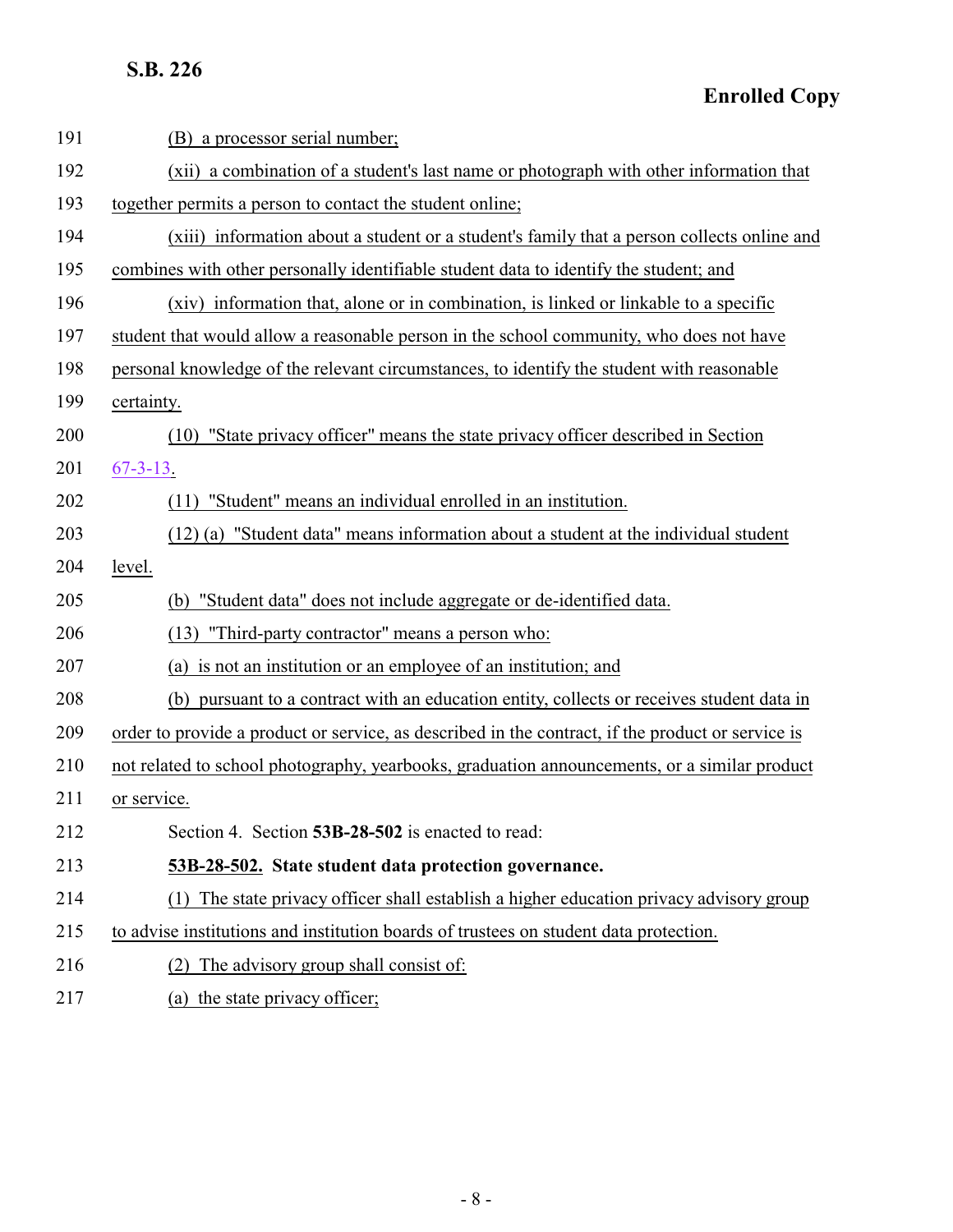(B) a processor serial number;

(xii) a combination of a student's last name or photograph with other information that together permits a person to contact the student online;

(xiii) information about a student or a student's family that a person collects online and combines with other personally identifiable student data to identify the student; and

(xiv) information that, alone or in combination, is linked or linkable to a specific student that would allow a reasonable person in the school community, who does not have personal knowledge of the relevant circumstances, to identify the student with reasonable certainty.

(10) "State privacy officer" means the state privacy officer described in Section 67-3-13.

(11) "Student" means an individual enrolled in an institution.

(12) (a) "Student data" means information about a student at the individual student level.

(b) "Student data" does not include aggregate or de-identified data.

(13) "Third-party contractor" means a person who:

(a) is not an institution or an employee of an institution; and

(b) pursuant to a contract with an education entity, collects or receives student data in order to provide a product or service, as described in the contract, if the product or service is not related to school photography, yearbooks, graduation announcements, or a similar product or service.

Section 4. Section **53B-28-502** is enacted to read:

**53B-28-502. State student data protection governance.**

(1) The state privacy officer shall establish a higher education privacy advisory group to advise institutions and institution boards of trustees on student data protection.

(2) The advisory group shall consist of:

(a) the state privacy officer;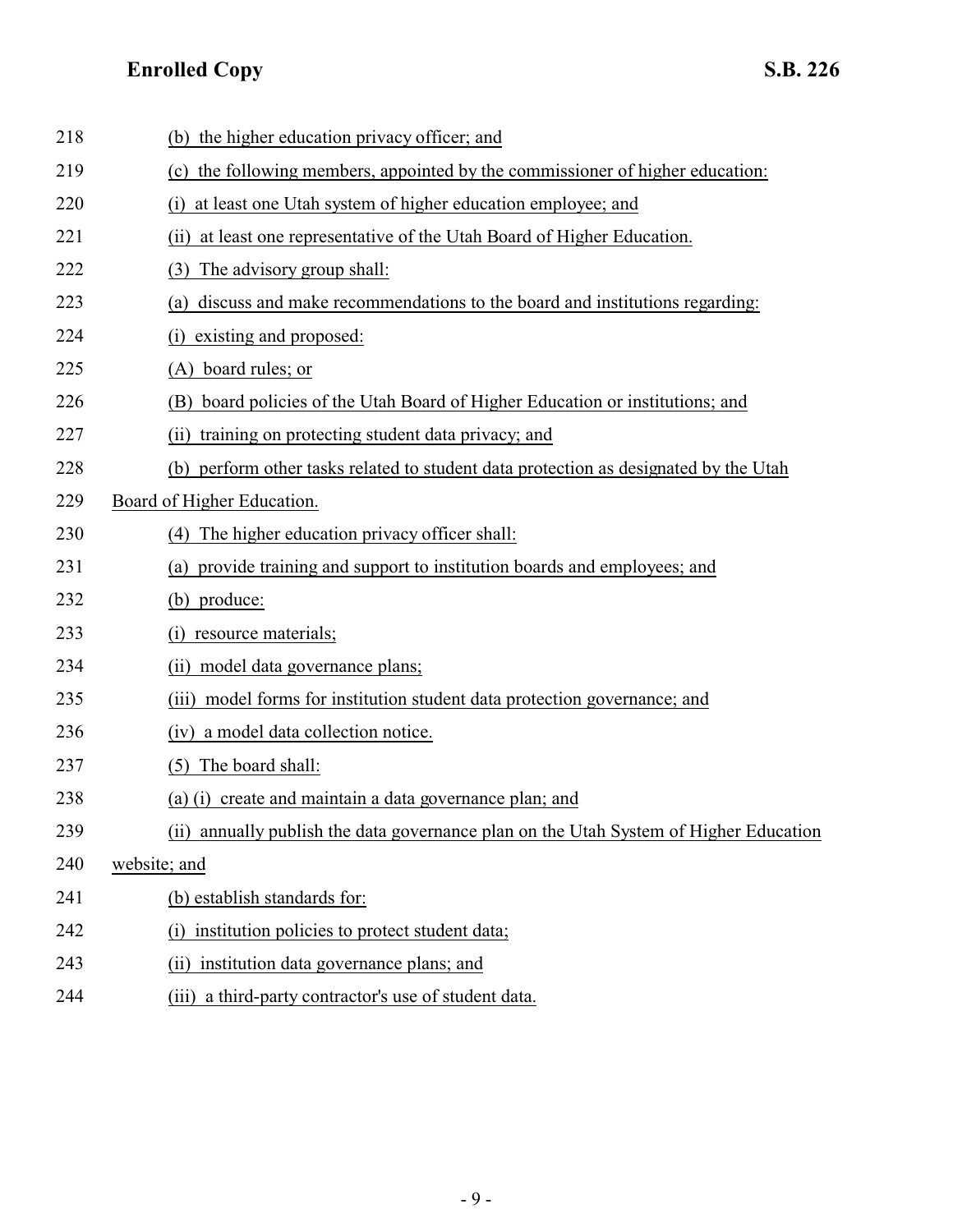218 (b) the higher education privacy officer; and

219 (c) the following members, appointed by the commissioner of higher education:

220 (i) at least one Utah system of higher education employee; and

221 (ii) at least one representative of the Utah Board of Higher Education.

222 (3) The advisory group shall:

223 (a) discuss and make recommendations to the board and institutions regarding:

224 (i) existing and proposed:

225 (A) board rules; or

226 (B) board policies of the Utah Board of Higher Education or institutions; and

227 (ii) training on protecting student data privacy; and

228 (b) perform other tasks related to student data protection as designated by the Utah

229 Board of Higher Education.

230 (4) The higher education privacy officer shall:

231 (a) provide training and support to institution boards and employees; and

232 (b) produce:

233 (i) resource materials;

234 (ii) model data governance plans;

235 (iii) model forms for institution student data protection governance; and

236 (iv) a model data collection notice.

237 (5) The board shall:

238 (a) (i) create and maintain a data governance plan; and

239 (ii) annually publish the data governance plan on the Utah System of Higher Education

240 website; and

241 (b) establish standards for:

242 (i) institution policies to protect student data;

243 (ii) institution data governance plans; and

244 (iii) a third-party contractor's use of student data.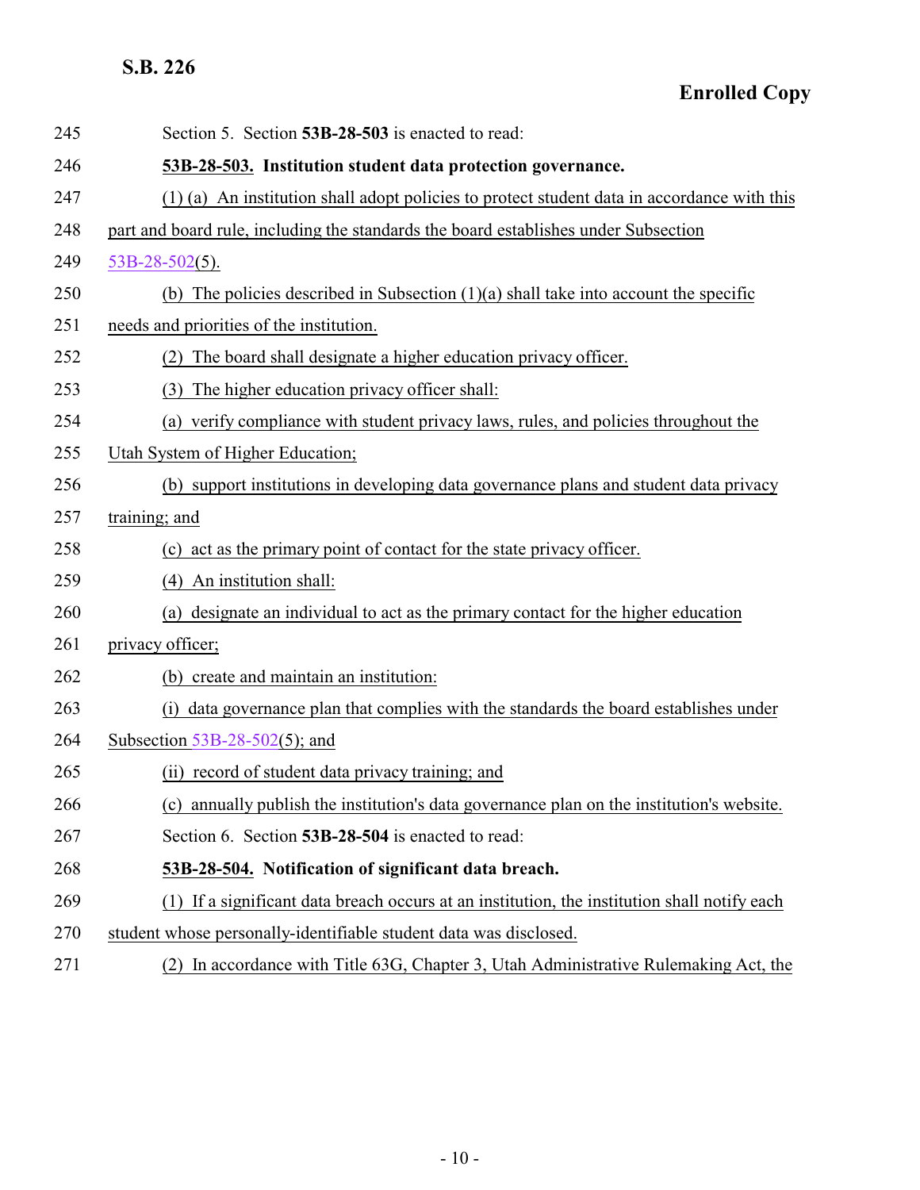Section 5. Section **53B-28-503** is enacted to read:

**53B-28-503. Institution student data protection governance.**

(1) (a) An institution shall adopt policies to protect student data in accordance with this part and board rule, including the standards the board establishes under Subsection 53B-28-502(5).

(b) The policies described in Subsection (1)(a) shall take into account the specific needs and priorities of the institution.

(2) The board shall designate a higher education privacy officer.

(3) The higher education privacy officer shall:

(a) verify compliance with student privacy laws, rules, and policies throughout the Utah System of Higher Education;

(b) support institutions in developing data governance plans and student data privacy training; and

(c) act as the primary point of contact for the state privacy officer.

(4) An institution shall:

(a) designate an individual to act as the primary contact for the higher education privacy officer;

(b) create and maintain an institution:

(i) data governance plan that complies with the standards the board establishes under Subsection 53B-28-502(5); and

(ii) record of student data privacy training; and

(c) annually publish the institution's data governance plan on the institution's website.

Section 6. Section **53B-28-504** is enacted to read:

**53B-28-504. Notification of significant data breach.**

(1) If a significant data breach occurs at an institution, the institution shall notify each student whose personally-identifiable student data was disclosed.

(2) In accordance with Title 63G, Chapter 3, Utah Administrative Rulemaking Act, the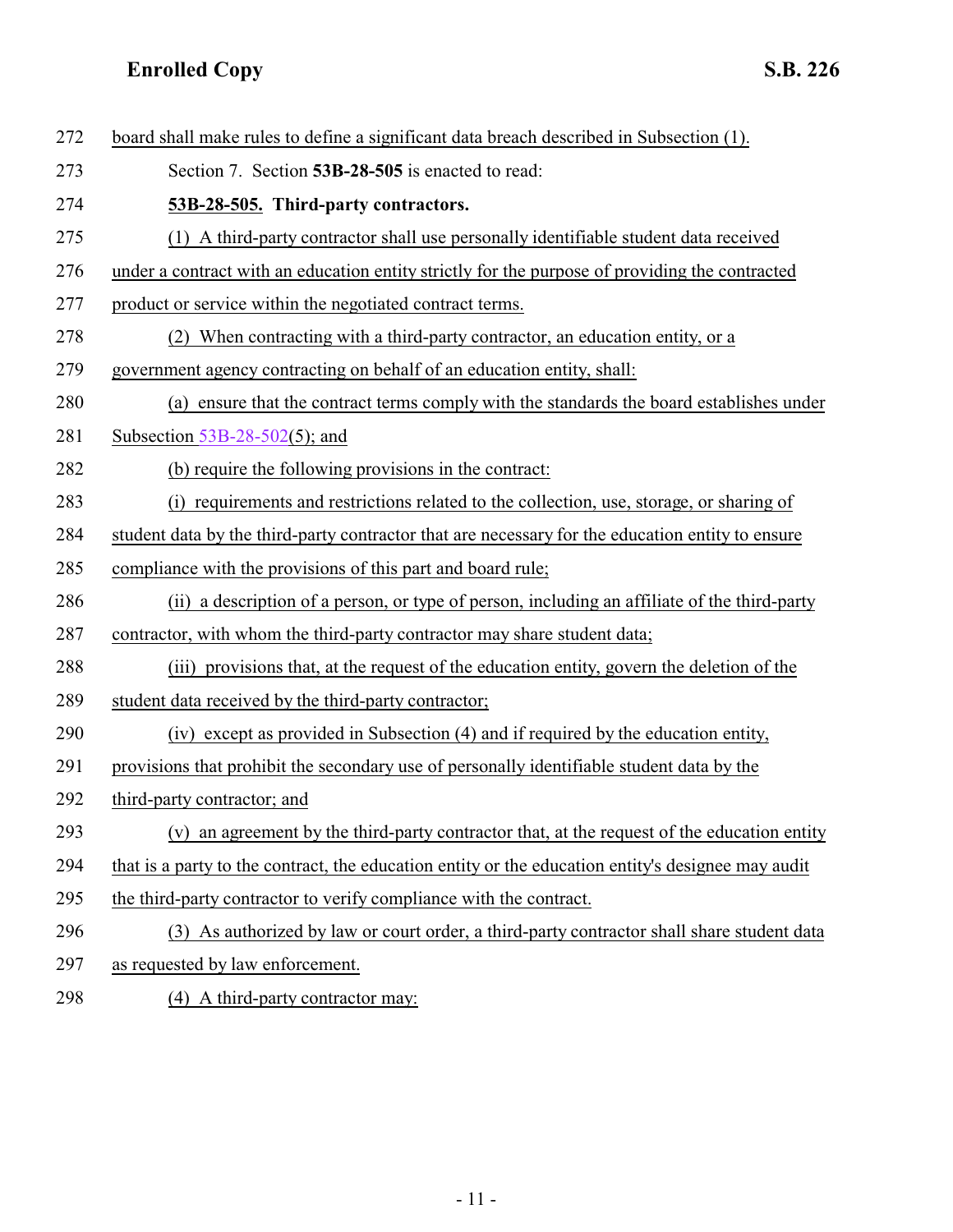board shall make rules to define a significant data breach described in Subsection (1).

Section 7. Section **53B-28-505** is enacted to read:

**53B-28-505. Third-party contractors.**

(1) A third-party contractor shall use personally identifiable student data received under a contract with an education entity strictly for the purpose of providing the contracted product or service within the negotiated contract terms.

(2) When contracting with a third-party contractor, an education entity, or a government agency contracting on behalf of an education entity, shall:

(a) ensure that the contract terms comply with the standards the board establishes under Subsection 53B-28-502(5); and

(b) require the following provisions in the contract:

(i) requirements and restrictions related to the collection, use, storage, or sharing of student data by the third-party contractor that are necessary for the education entity to ensure compliance with the provisions of this part and board rule;

(ii) a description of a person, or type of person, including an affiliate of the third-party contractor, with whom the third-party contractor may share student data;

(iii) provisions that, at the request of the education entity, govern the deletion of the student data received by the third-party contractor;

(iv) except as provided in Subsection (4) and if required by the education entity, provisions that prohibit the secondary use of personally identifiable student data by the third-party contractor; and

(v) an agreement by the third-party contractor that, at the request of the education entity that is a party to the contract, the education entity or the education entity's designee may audit the third-party contractor to verify compliance with the contract.

(3) As authorized by law or court order, a third-party contractor shall share student data as requested by law enforcement.

(4) A third-party contractor may: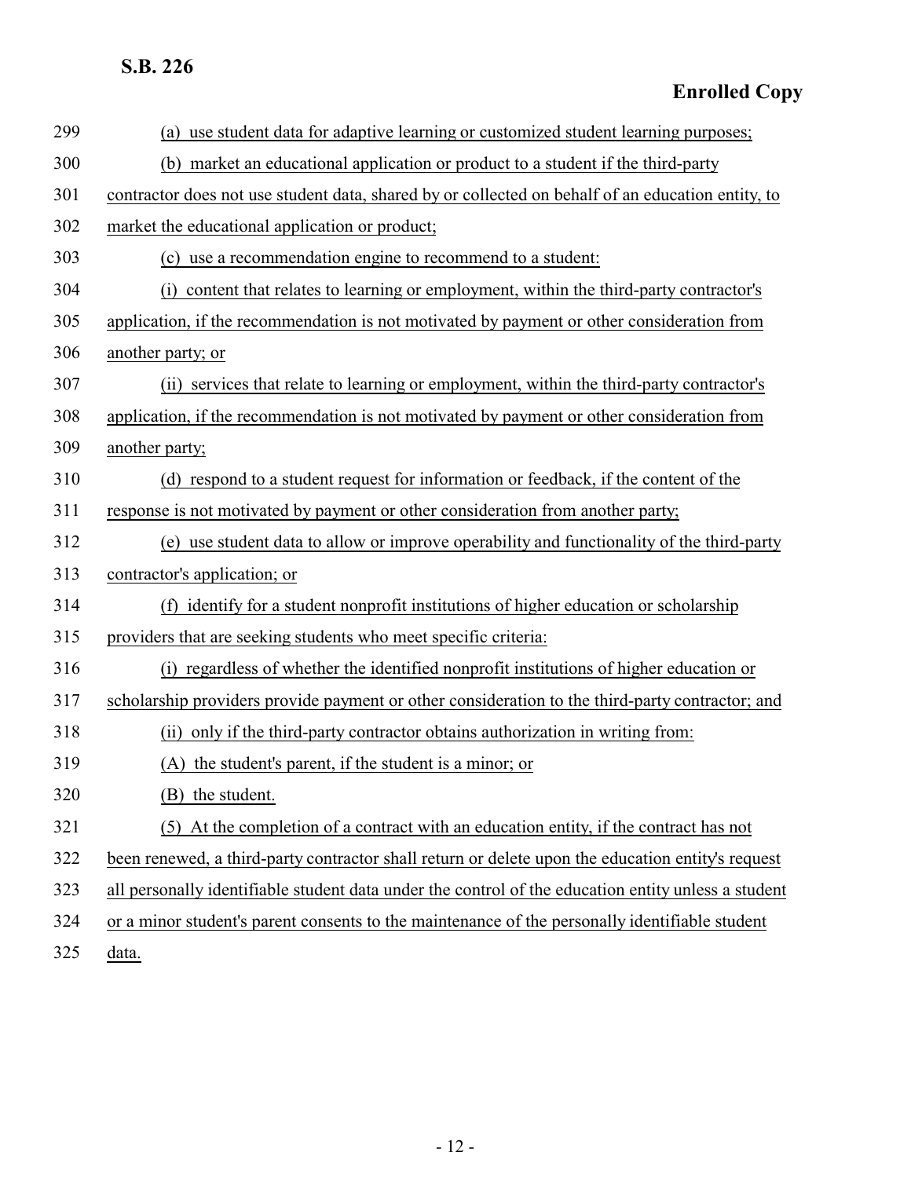(a) use student data for adaptive learning or customized student learning purposes;

(b) market an educational application or product to a student if the third-party contractor does not use student data, shared by or collected on behalf of an education entity, to market the educational application or product;

(c) use a recommendation engine to recommend to a student:

(i) content that relates to learning or employment, within the third-party contractor's application, if the recommendation is not motivated by payment or other consideration from another party; or

(ii) services that relate to learning or employment, within the third-party contractor's application, if the recommendation is not motivated by payment or other consideration from another party;

(d) respond to a student request for information or feedback, if the content of the response is not motivated by payment or other consideration from another party;

(e) use student data to allow or improve operability and functionality of the third-party contractor's application; or

(f) identify for a student nonprofit institutions of higher education or scholarship providers that are seeking students who meet specific criteria:

(i) regardless of whether the identified nonprofit institutions of higher education or scholarship providers provide payment or other consideration to the third-party contractor; and

(ii) only if the third-party contractor obtains authorization in writing from:

(A) the student's parent, if the student is a minor; or

(B) the student.

(5) At the completion of a contract with an education entity, if the contract has not been renewed, a third-party contractor shall return or delete upon the education entity's request all personally identifiable student data under the control of the education entity unless a student or a minor student's parent consents to the maintenance of the personally identifiable student data.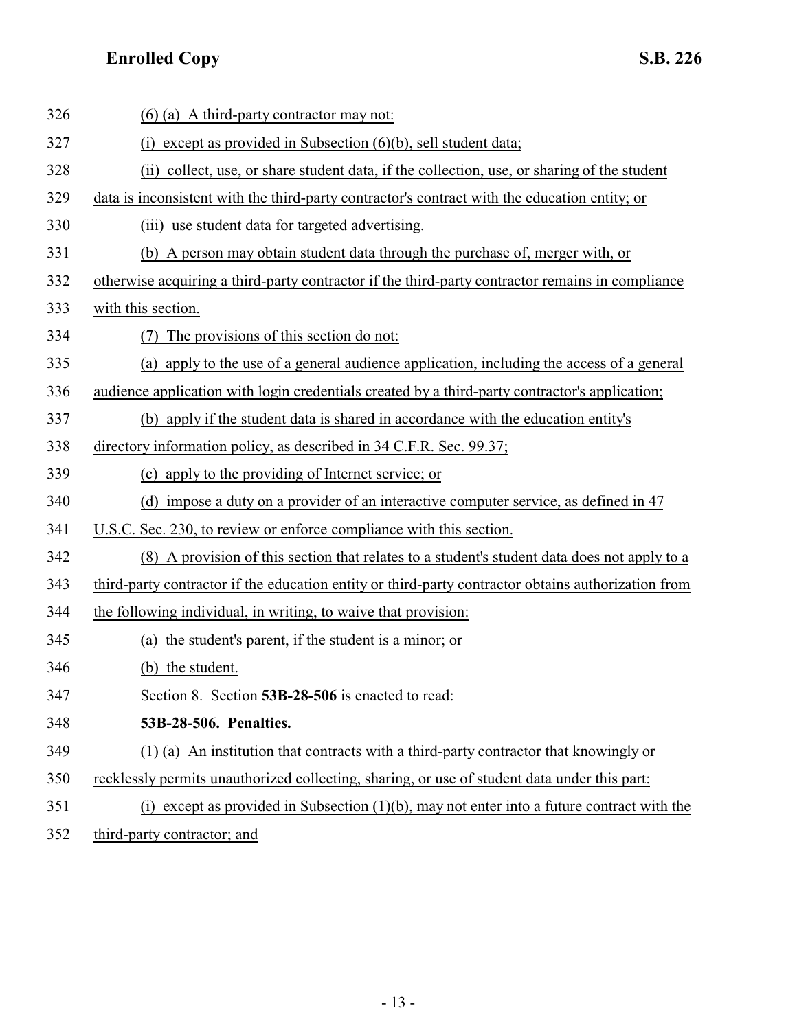(6) (a) A third-party contractor may not:

(i) except as provided in Subsection (6)(b), sell student data;

(ii) collect, use, or share student data, if the collection, use, or sharing of the student data is inconsistent with the third-party contractor's contract with the education entity; or

(iii) use student data for targeted advertising.

(b) A person may obtain student data through the purchase of, merger with, or otherwise acquiring a third-party contractor if the third-party contractor remains in compliance with this section.

(7) The provisions of this section do not:

(a) apply to the use of a general audience application, including the access of a general audience application with login credentials created by a third-party contractor's application;

(b) apply if the student data is shared in accordance with the education entity's directory information policy, as described in 34 C.F.R. Sec. 99.37;

(c) apply to the providing of Internet service; or

(d) impose a duty on a provider of an interactive computer service, as defined in 47 U.S.C. Sec. 230, to review or enforce compliance with this section.

(8) A provision of this section that relates to a student's student data does not apply to a third-party contractor if the education entity or third-party contractor obtains authorization from the following individual, in writing, to waive that provision:

(a) the student's parent, if the student is a minor; or

(b) the student.

Section 8. Section **53B-28-506** is enacted to read:

**53B-28-506. Penalties.**

(1) (a) An institution that contracts with a third-party contractor that knowingly or recklessly permits unauthorized collecting, sharing, or use of student data under this part:

(i) except as provided in Subsection (1)(b), may not enter into a future contract with the third-party contractor; and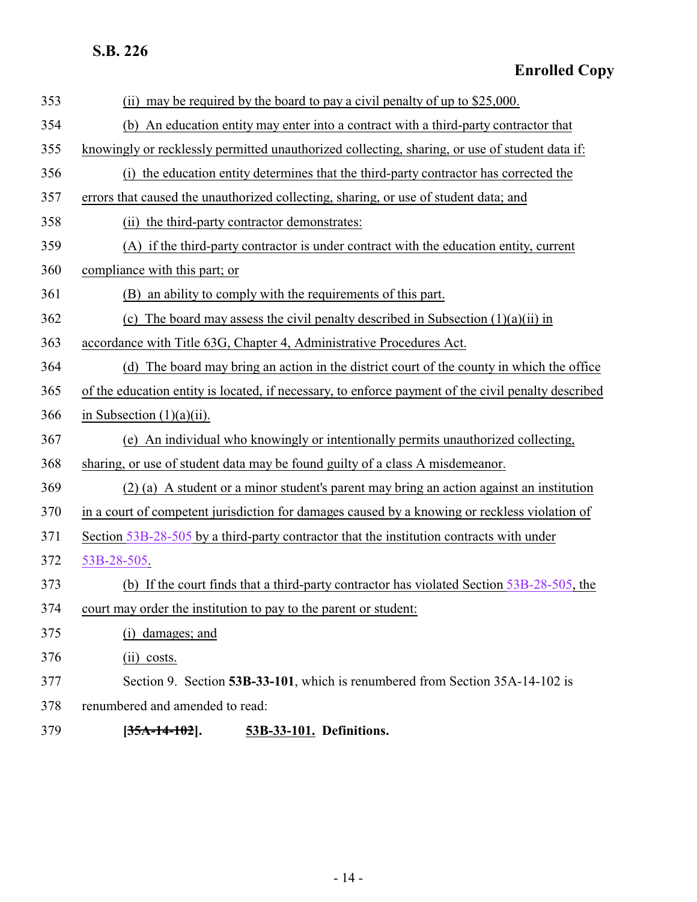353 (ii) may be required by the board to pay a civil penalty of up to $25,000.

354 (b) An education entity may enter into a contract with a third-party contractor that

355 knowingly or recklessly permitted unauthorized collecting, sharing, or use of student data if:

356 (i) the education entity determines that the third-party contractor has corrected the

357 errors that caused the unauthorized collecting, sharing, or use of student data; and

358 (ii) the third-party contractor demonstrates:

359 (A) if the third-party contractor is under contract with the education entity, current

360 compliance with this part; or

361 (B) an ability to comply with the requirements of this part.

362 (c) The board may assess the civil penalty described in Subsection (1)(a)(ii) in

363 accordance with Title 63G, Chapter 4, Administrative Procedures Act.

364 (d) The board may bring an action in the district court of the county in which the office

365 of the education entity is located, if necessary, to enforce payment of the civil penalty described

366 in Subsection (1)(a)(ii).

367 (e) An individual who knowingly or intentionally permits unauthorized collecting,

368 sharing, or use of student data may be found guilty of a class A misdemeanor.

369 (2) (a) A student or a minor student's parent may bring an action against an institution

370 in a court of competent jurisdiction for damages caused by a knowing or reckless violation of

371 Section 53B-28-505 by a third-party contractor that the institution contracts with under

372 53B-28-505.

373 (b) If the court finds that a third-party contractor has violated Section 53B-28-505, the

374 court may order the institution to pay to the parent or student:

375 (i) damages; and

376 (ii) costs.

377 Section 9. Section **53B-33-101**, which is renumbered from Section 35A-14-102 is

378 renumbered and amended to read:

379 **[~~35A-14-102~~]. 53B-33-101. Definitions.**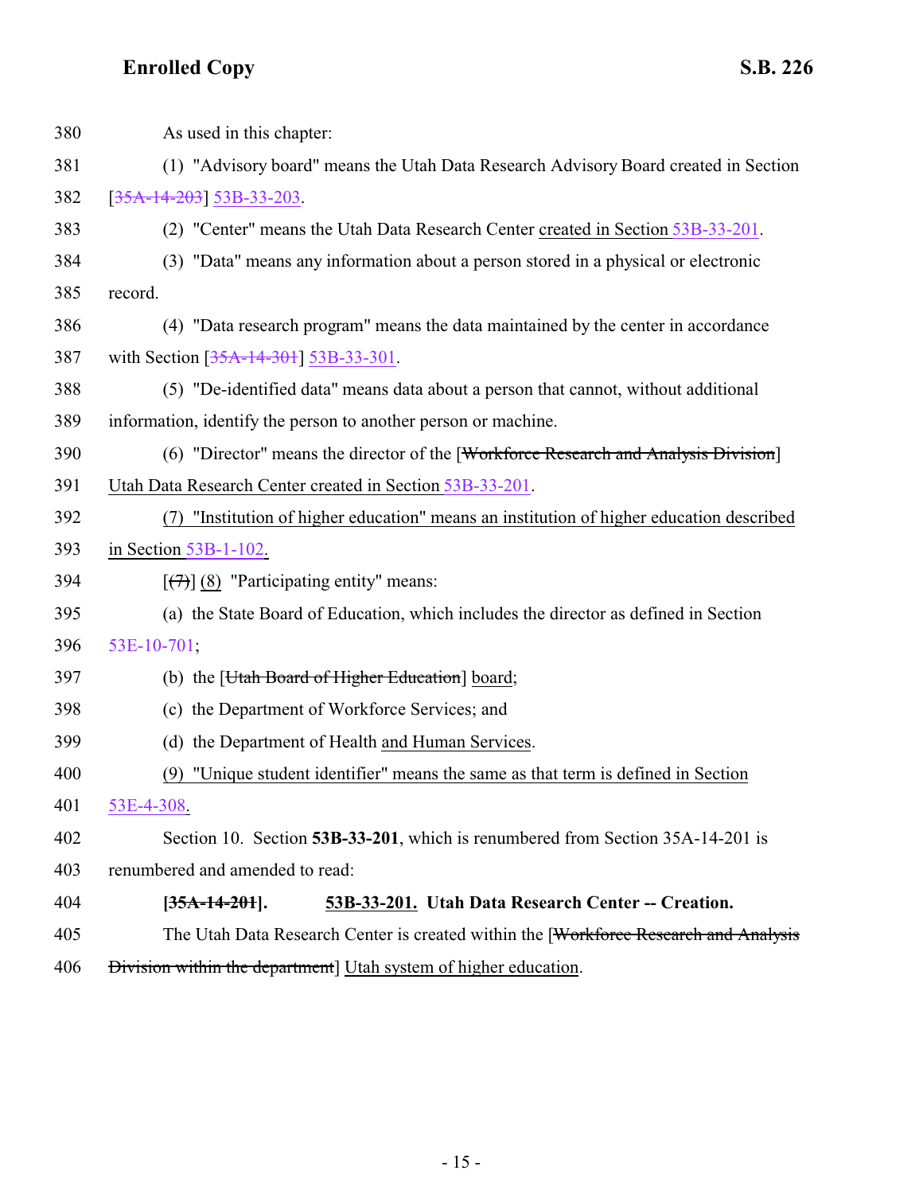380 As used in this chapter:

381 (1) "Advisory board" means the Utah Data Research Advisory Board created in Section

382 [~~35A-14-203~~] 53B-33-203.

383 (2) "Center" means the Utah Data Research Center created in Section 53B-33-201.

384 (3) "Data" means any information about a person stored in a physical or electronic

385 record.

386 (4) "Data research program" means the data maintained by the center in accordance

387 with Section [~~35A-14-301~~] 53B-33-301.

388 (5) "De-identified data" means data about a person that cannot, without additional

389 information, identify the person to another person or machine.

390 (6) "Director" means the director of the [~~Workforce Research and Analysis Division~~]

391 Utah Data Research Center created in Section 53B-33-201.

392 (7) "Institution of higher education" means an institution of higher education described

393 in Section 53B-1-102.

394 [~~(7)~~] (8) "Participating entity" means:

395 (a) the State Board of Education, which includes the director as defined in Section

396 53E-10-701;

397 (b) the [~~Utah Board of Higher Education~~] board;

398 (c) the Department of Workforce Services; and

399 (d) the Department of Health and Human Services.

400 (9) "Unique student identifier" means the same as that term is defined in Section

401 53E-4-308.

402 Section 10. Section **53B-33-201**, which is renumbered from Section 35A-14-201 is

403 renumbered and amended to read:

404 **[~~35A-14-201~~]. 53B-33-201. Utah Data Research Center -- Creation.**

405 The Utah Data Research Center is created within the [~~Workforce Research and Analysis~~

406 ~~Division within the department~~] Utah system of higher education.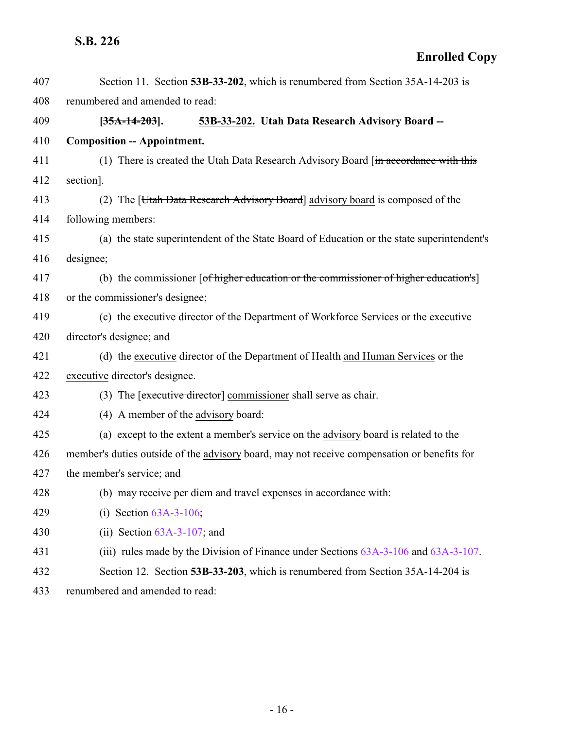Section 11. Section **53B-33-202**, which is renumbered from Section 35A-14-203 is renumbered and amended to read:

**[~~35A-14-203~~]. 53B-33-202. Utah Data Research Advisory Board -- Composition -- Appointment.**

(1) There is created the Utah Data Research Advisory Board [~~in accordance with this section~~].

(2) The [~~Utah Data Research Advisory Board~~] advisory board is composed of the following members:

(a) the state superintendent of the State Board of Education or the state superintendent's designee;

(b) the commissioner [~~of higher education or the commissioner of higher education's~~] or the commissioner's designee;

(c) the executive director of the Department of Workforce Services or the executive director's designee; and

(d) the executive director of the Department of Health and Human Services or the executive director's designee.

(3) The [~~executive director~~] commissioner shall serve as chair.

(4) A member of the advisory board:

(a) except to the extent a member's service on the advisory board is related to the member's duties outside of the advisory board, may not receive compensation or benefits for the member's service; and

(b) may receive per diem and travel expenses in accordance with:

(i) Section 63A-3-106;

(ii) Section 63A-3-107; and

(iii) rules made by the Division of Finance under Sections 63A-3-106 and 63A-3-107.

Section 12. Section **53B-33-203**, which is renumbered from Section 35A-14-204 is renumbered and amended to read: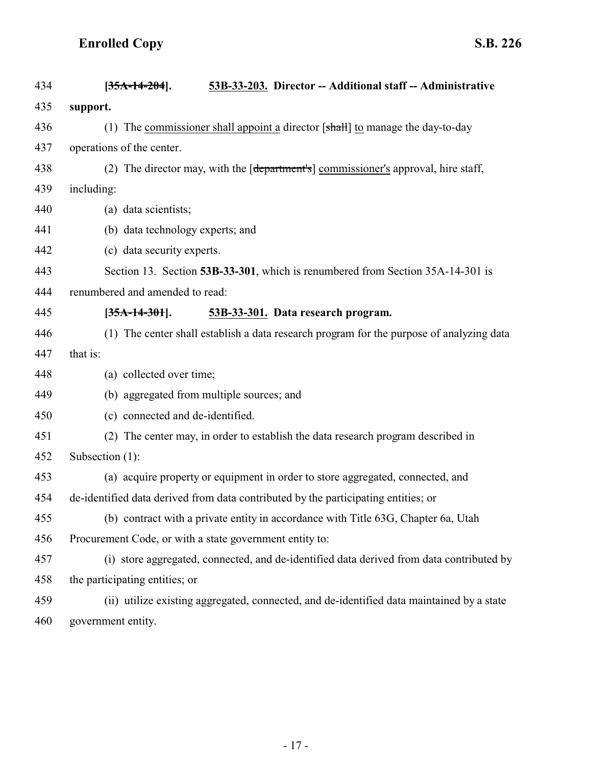**[~~35A-14-204~~]. 53B-33-203. Director -- Additional staff -- Administrative support.**

(1) The commissioner shall appoint a director [~~shall~~] to manage the day-to-day operations of the center.

(2) The director may, with the [~~department's~~] commissioner's approval, hire staff, including:

(a) data scientists;

(b) data technology experts; and

(c) data security experts.

Section 13. Section **53B-33-301**, which is renumbered from Section 35A-14-301 is renumbered and amended to read:

**[~~35A-14-301~~]. 53B-33-301. Data research program.**

(1) The center shall establish a data research program for the purpose of analyzing data that is:

(a) collected over time;

(b) aggregated from multiple sources; and

(c) connected and de-identified.

(2) The center may, in order to establish the data research program described in Subsection (1):

(a) acquire property or equipment in order to store aggregated, connected, and de-identified data derived from data contributed by the participating entities; or

(b) contract with a private entity in accordance with Title 63G, Chapter 6a, Utah Procurement Code, or with a state government entity to:

(i) store aggregated, connected, and de-identified data derived from data contributed by the participating entities; or

(ii) utilize existing aggregated, connected, and de-identified data maintained by a state government entity.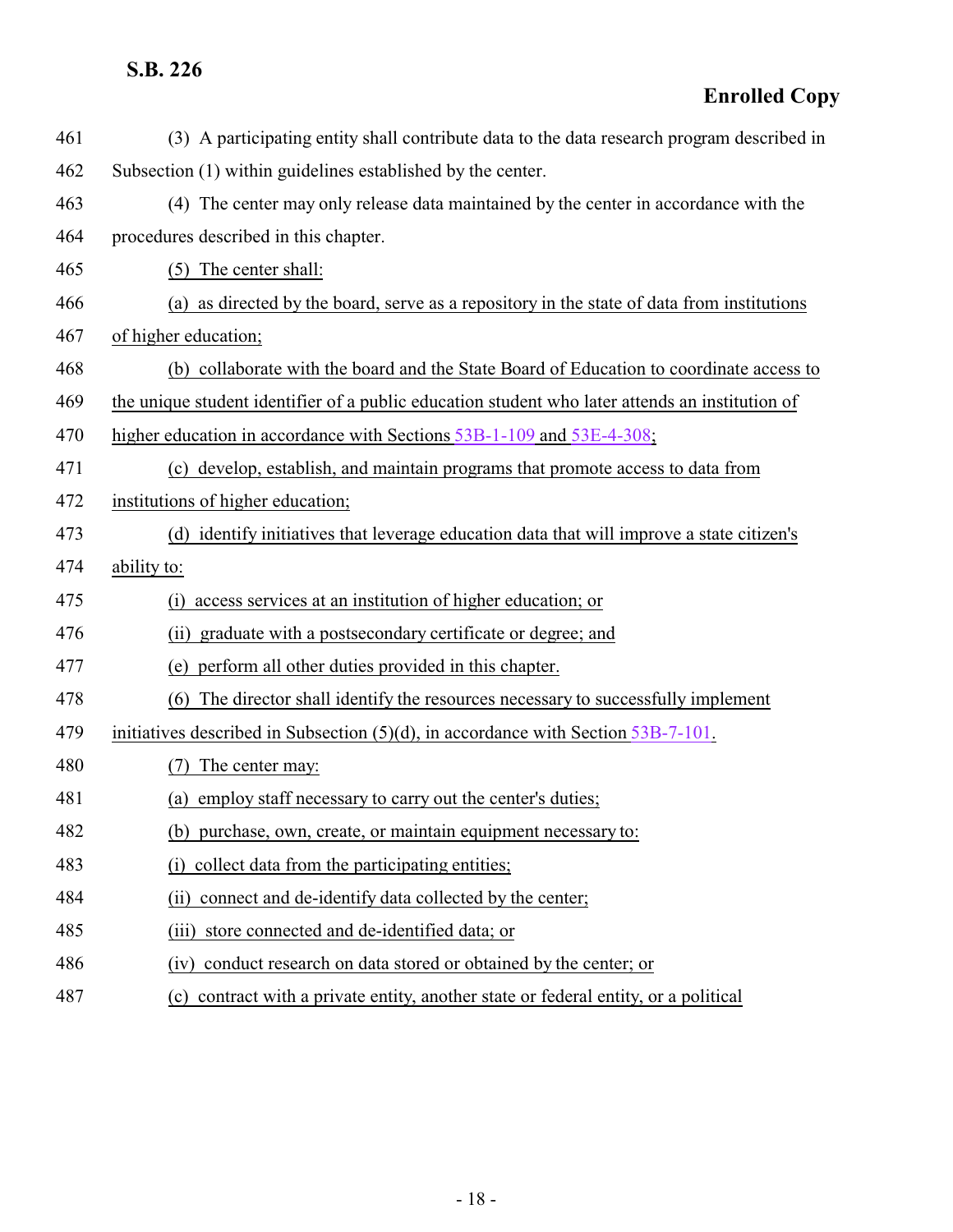(3) A participating entity shall contribute data to the data research program described in Subsection (1) within guidelines established by the center.

(4) The center may only release data maintained by the center in accordance with the procedures described in this chapter.

(5) The center shall:

(a) as directed by the board, serve as a repository in the state of data from institutions of higher education;

(b) collaborate with the board and the State Board of Education to coordinate access to the unique student identifier of a public education student who later attends an institution of higher education in accordance with Sections 53B-1-109 and 53E-4-308;

(c) develop, establish, and maintain programs that promote access to data from institutions of higher education;

(d) identify initiatives that leverage education data that will improve a state citizen's ability to:

(i) access services at an institution of higher education; or

(ii) graduate with a postsecondary certificate or degree; and

(e) perform all other duties provided in this chapter.

(6) The director shall identify the resources necessary to successfully implement initiatives described in Subsection (5)(d), in accordance with Section 53B-7-101.

(7) The center may:

(a) employ staff necessary to carry out the center's duties;

(b) purchase, own, create, or maintain equipment necessary to:

(i) collect data from the participating entities;

(ii) connect and de-identify data collected by the center;

(iii) store connected and de-identified data; or

(iv) conduct research on data stored or obtained by the center; or

(c) contract with a private entity, another state or federal entity, or a political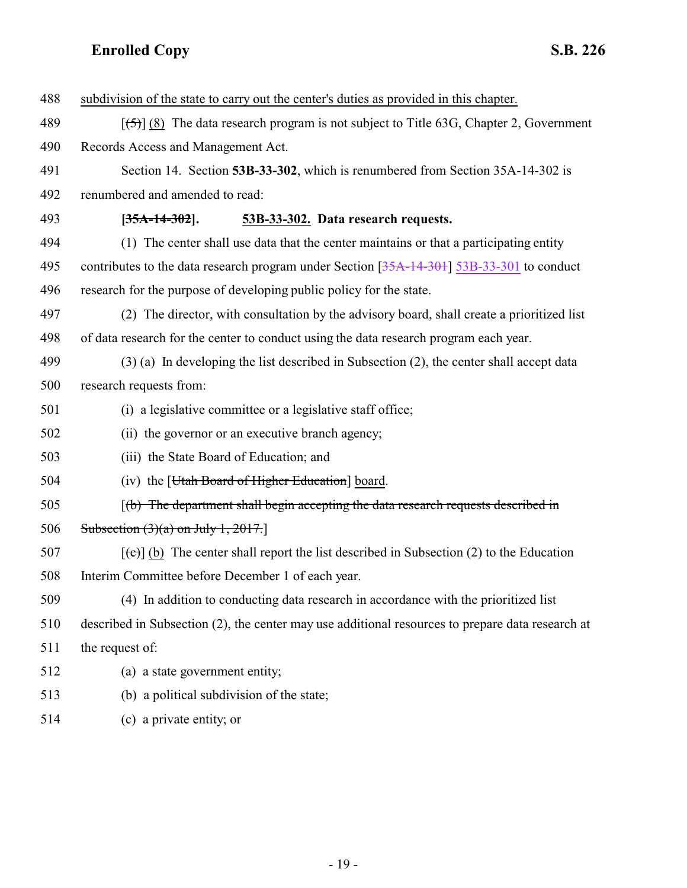488 subdivision of the state to carry out the center's duties as provided in this chapter.

489 [(5)] (8) The data research program is not subject to Title 63G, Chapter 2, Government

490 Records Access and Management Act.

491 Section 14. Section **53B-33-302**, which is renumbered from Section 35A-14-302 is

492 renumbered and amended to read:

493 **[35A-14-302]. 53B-33-302. Data research requests.**

494 (1) The center shall use data that the center maintains or that a participating entity

495 contributes to the data research program under Section [35A-14-301] 53B-33-301 to conduct

496 research for the purpose of developing public policy for the state.

497 (2) The director, with consultation by the advisory board, shall create a prioritized list

498 of data research for the center to conduct using the data research program each year.

499 (3) (a) In developing the list described in Subsection (2), the center shall accept data

500 research requests from:

501 (i) a legislative committee or a legislative staff office;

502 (ii) the governor or an executive branch agency;

503 (iii) the State Board of Education; and

504 (iv) the [Utah Board of Higher Education] board.

505 [(b) The department shall begin accepting the data research requests described in

506 Subsection (3)(a) on July 1, 2017.]

507 [(c)] (b) The center shall report the list described in Subsection (2) to the Education

508 Interim Committee before December 1 of each year.

509 (4) In addition to conducting data research in accordance with the prioritized list

510 described in Subsection (2), the center may use additional resources to prepare data research at

511 the request of:

512 (a) a state government entity;

513 (b) a political subdivision of the state;

514 (c) a private entity; or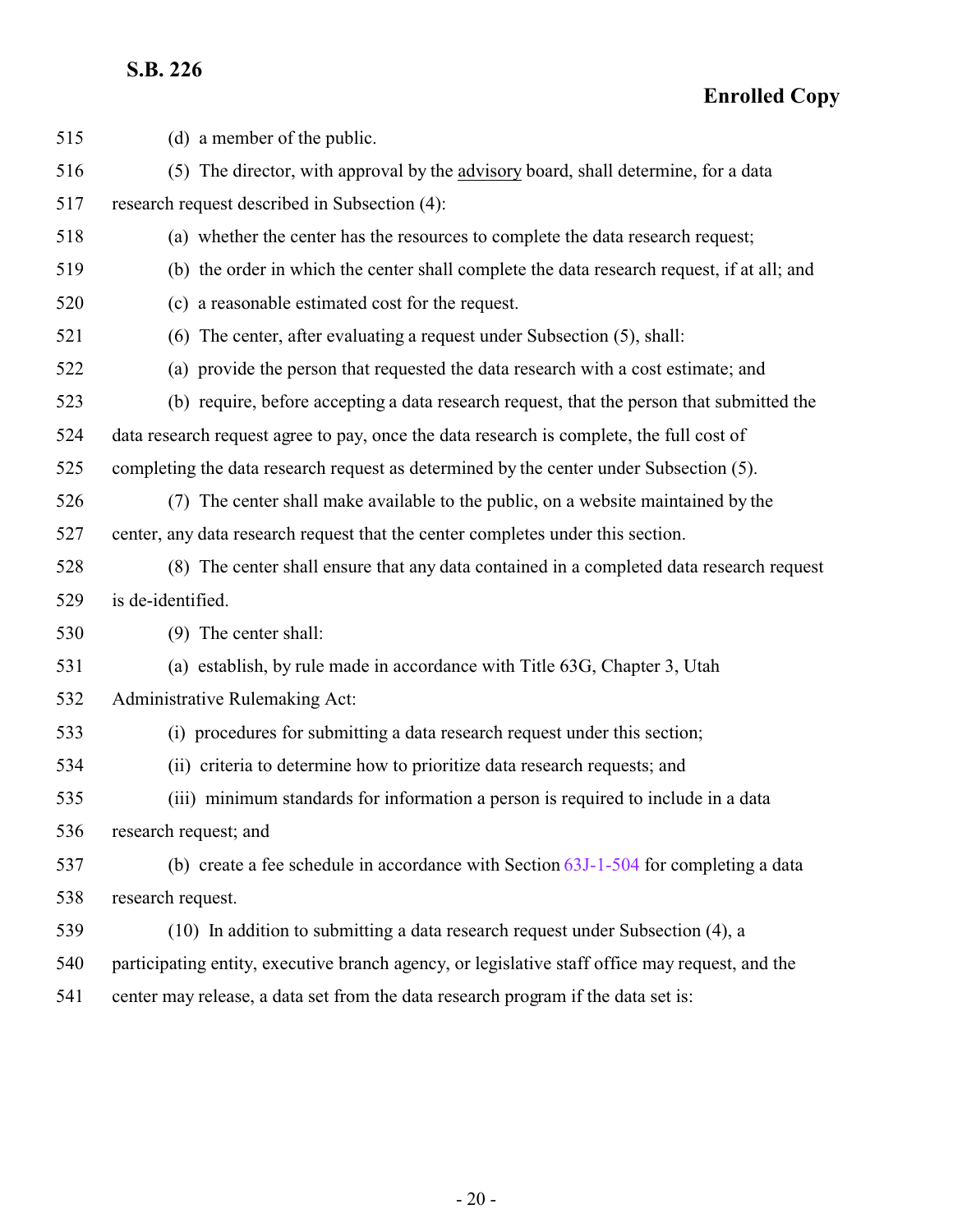515 (d) a member of the public.

516 (5) The director, with approval by the advisory board, shall determine, for a data

517 research request described in Subsection (4):

518 (a) whether the center has the resources to complete the data research request;

519 (b) the order in which the center shall complete the data research request, if at all; and

520 (c) a reasonable estimated cost for the request.

521 (6) The center, after evaluating a request under Subsection (5), shall:

522 (a) provide the person that requested the data research with a cost estimate; and

523 (b) require, before accepting a data research request, that the person that submitted the

524 data research request agree to pay, once the data research is complete, the full cost of

525 completing the data research request as determined by the center under Subsection (5).

526 (7) The center shall make available to the public, on a website maintained by the

527 center, any data research request that the center completes under this section.

528 (8) The center shall ensure that any data contained in a completed data research request

529 is de-identified.

530 (9) The center shall:

531 (a) establish, by rule made in accordance with Title 63G, Chapter 3, Utah

532 Administrative Rulemaking Act:

533 (i) procedures for submitting a data research request under this section;

534 (ii) criteria to determine how to prioritize data research requests; and

535 (iii) minimum standards for information a person is required to include in a data

536 research request; and

537 (b) create a fee schedule in accordance with Section 63J-1-504 for completing a data

538 research request.

539 (10) In addition to submitting a data research request under Subsection (4), a

540 participating entity, executive branch agency, or legislative staff office may request, and the

541 center may release, a data set from the data research program if the data set is: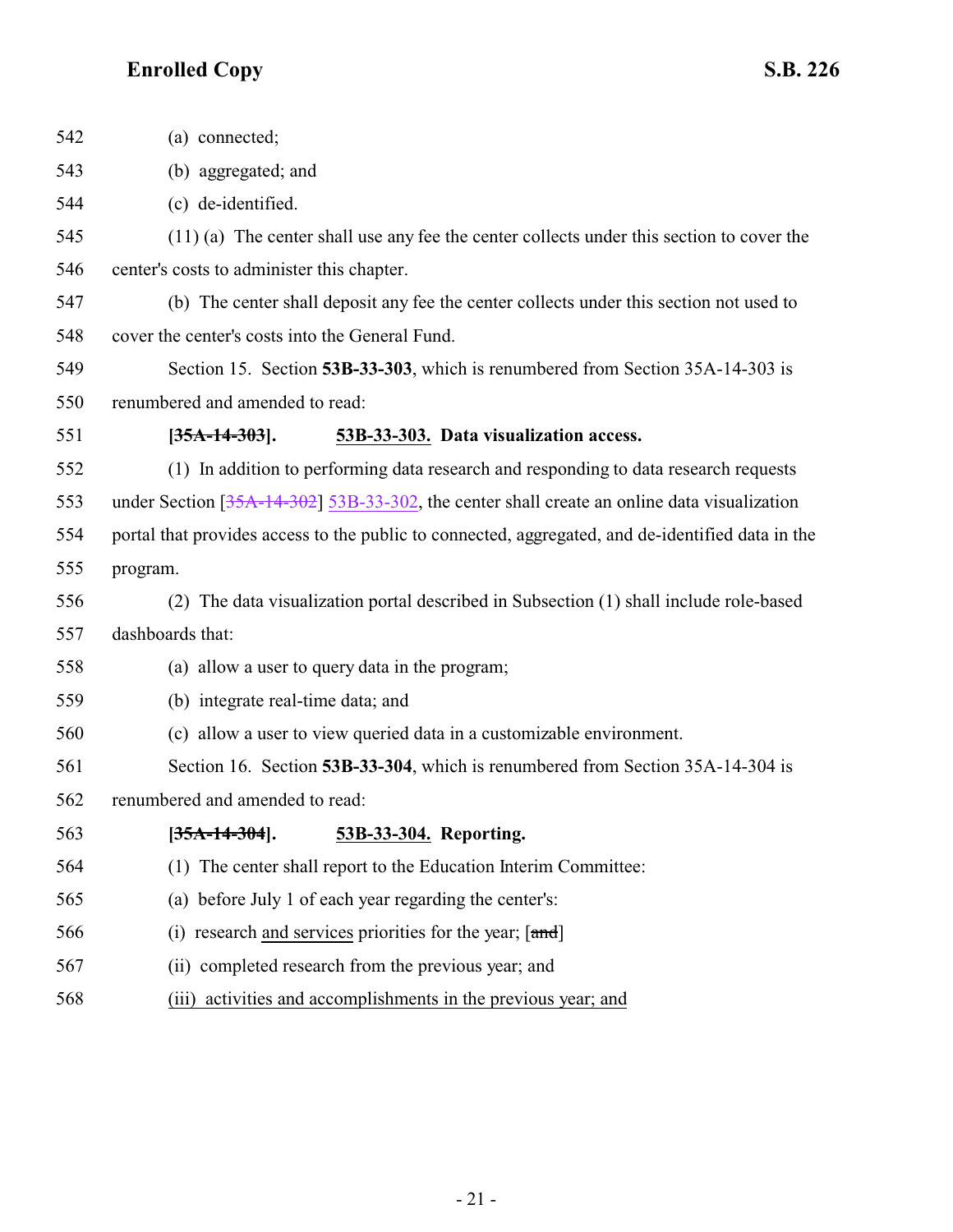(a) connected;

(b) aggregated; and

(c) de-identified.

(11) (a) The center shall use any fee the center collects under this section to cover the center's costs to administer this chapter.

(b) The center shall deposit any fee the center collects under this section not used to cover the center's costs into the General Fund.

Section 15. Section **53B-33-303**, which is renumbered from Section 35A-14-303 is renumbered and amended to read:

**[~~35A-14-303~~]. 53B-33-303. Data visualization access.**

(1) In addition to performing data research and responding to data research requests under Section [~~35A-14-302~~] 53B-33-302, the center shall create an online data visualization portal that provides access to the public to connected, aggregated, and de-identified data in the program.

(2) The data visualization portal described in Subsection (1) shall include role-based dashboards that:

(a) allow a user to query data in the program;

(b) integrate real-time data; and

(c) allow a user to view queried data in a customizable environment.

Section 16. Section **53B-33-304**, which is renumbered from Section 35A-14-304 is renumbered and amended to read:

**[~~35A-14-304~~]. 53B-33-304. Reporting.**

(1) The center shall report to the Education Interim Committee:

(a) before July 1 of each year regarding the center's:

(i) research and services priorities for the year; [~~and~~]

(ii) completed research from the previous year; and

(iii) activities and accomplishments in the previous year; and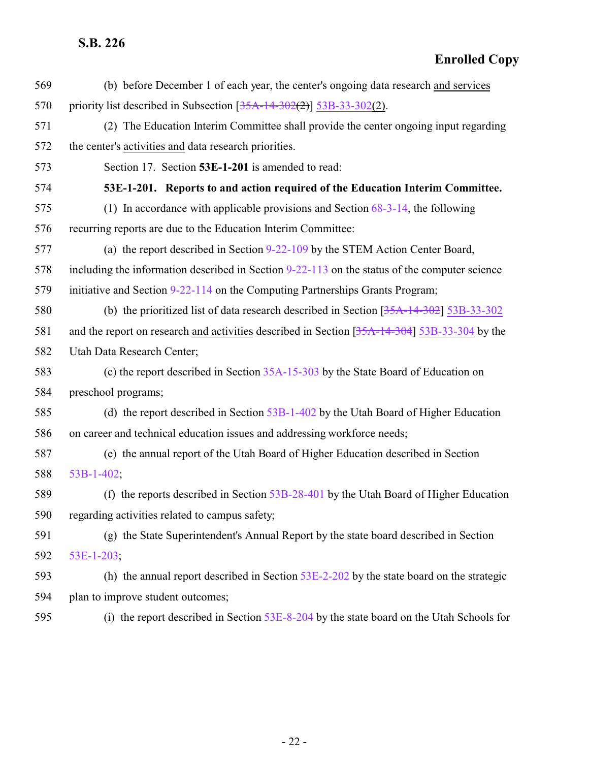569 (b) before December 1 of each year, the center's ongoing data research and services

570 priority list described in Subsection [35A-14-302(2)] 53B-33-302(2).

571 (2) The Education Interim Committee shall provide the center ongoing input regarding

572 the center's activities and data research priorities.

573 Section 17. Section **53E-1-201** is amended to read:

574 **53E-1-201. Reports to and action required of the Education Interim Committee.**

575 (1) In accordance with applicable provisions and Section 68-3-14, the following

576 recurring reports are due to the Education Interim Committee:

577 (a) the report described in Section 9-22-109 by the STEM Action Center Board,

578 including the information described in Section 9-22-113 on the status of the computer science

579 initiative and Section 9-22-114 on the Computing Partnerships Grants Program;

580 (b) the prioritized list of data research described in Section [35A-14-302] 53B-33-302

581 and the report on research and activities described in Section [35A-14-304] 53B-33-304 by the

582 Utah Data Research Center;

583 (c) the report described in Section 35A-15-303 by the State Board of Education on

584 preschool programs;

585 (d) the report described in Section 53B-1-402 by the Utah Board of Higher Education

586 on career and technical education issues and addressing workforce needs;

587 (e) the annual report of the Utah Board of Higher Education described in Section

588 53B-1-402;

589 (f) the reports described in Section 53B-28-401 by the Utah Board of Higher Education

590 regarding activities related to campus safety;

591 (g) the State Superintendent's Annual Report by the state board described in Section

592 53E-1-203;

593 (h) the annual report described in Section 53E-2-202 by the state board on the strategic

594 plan to improve student outcomes;

595 (i) the report described in Section 53E-8-204 by the state board on the Utah Schools for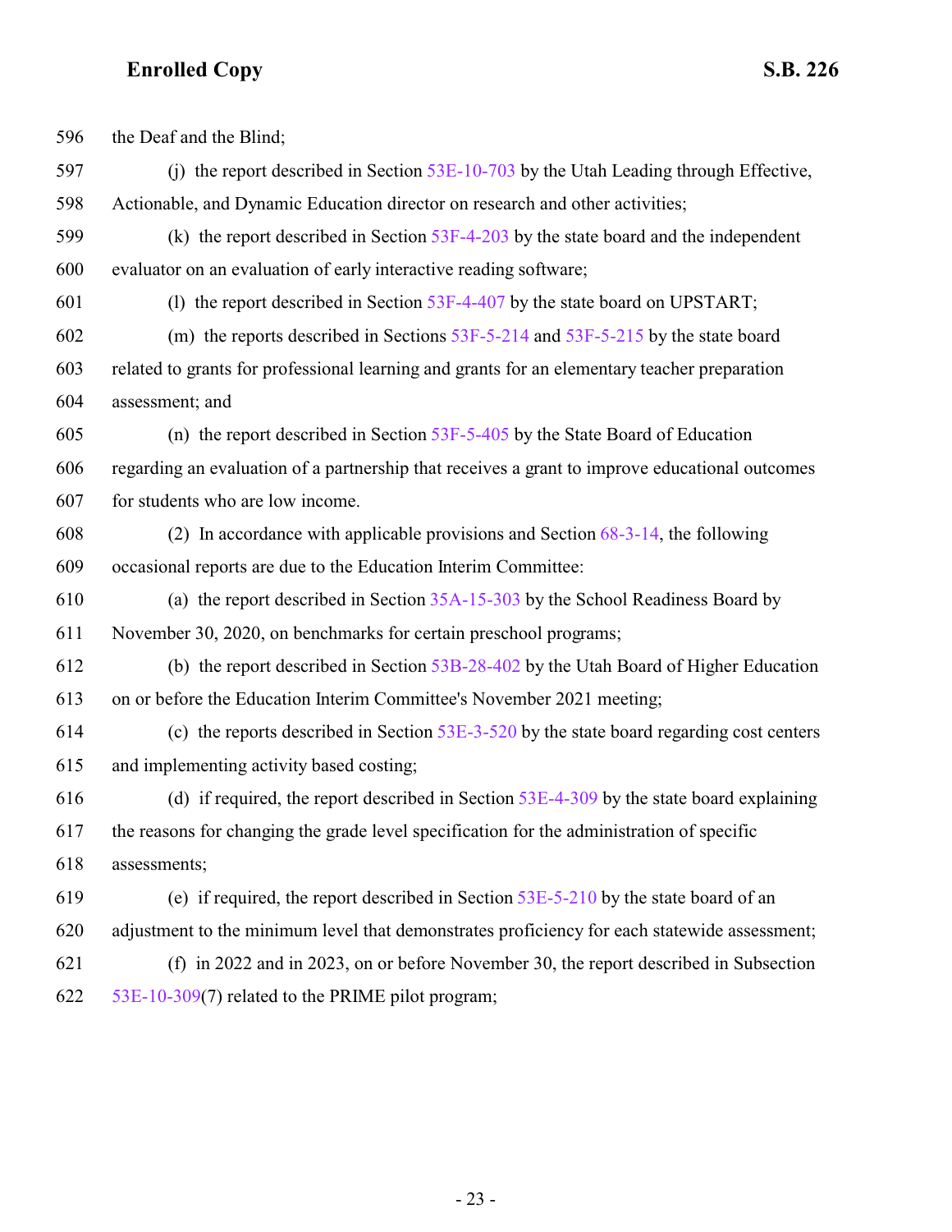the Deaf and the Blind;

(j) the report described in Section 53E-10-703 by the Utah Leading through Effective, Actionable, and Dynamic Education director on research and other activities;

(k) the report described in Section 53F-4-203 by the state board and the independent evaluator on an evaluation of early interactive reading software;

(l) the report described in Section 53F-4-407 by the state board on UPSTART;

(m) the reports described in Sections 53F-5-214 and 53F-5-215 by the state board related to grants for professional learning and grants for an elementary teacher preparation assessment; and

(n) the report described in Section 53F-5-405 by the State Board of Education regarding an evaluation of a partnership that receives a grant to improve educational outcomes for students who are low income.

(2) In accordance with applicable provisions and Section 68-3-14, the following occasional reports are due to the Education Interim Committee:

(a) the report described in Section 35A-15-303 by the School Readiness Board by November 30, 2020, on benchmarks for certain preschool programs;

(b) the report described in Section 53B-28-402 by the Utah Board of Higher Education on or before the Education Interim Committee's November 2021 meeting;

(c) the reports described in Section 53E-3-520 by the state board regarding cost centers and implementing activity based costing;

(d) if required, the report described in Section 53E-4-309 by the state board explaining the reasons for changing the grade level specification for the administration of specific assessments;

(e) if required, the report described in Section 53E-5-210 by the state board of an adjustment to the minimum level that demonstrates proficiency for each statewide assessment;

(f) in 2022 and in 2023, on or before November 30, the report described in Subsection 53E-10-309(7) related to the PRIME pilot program;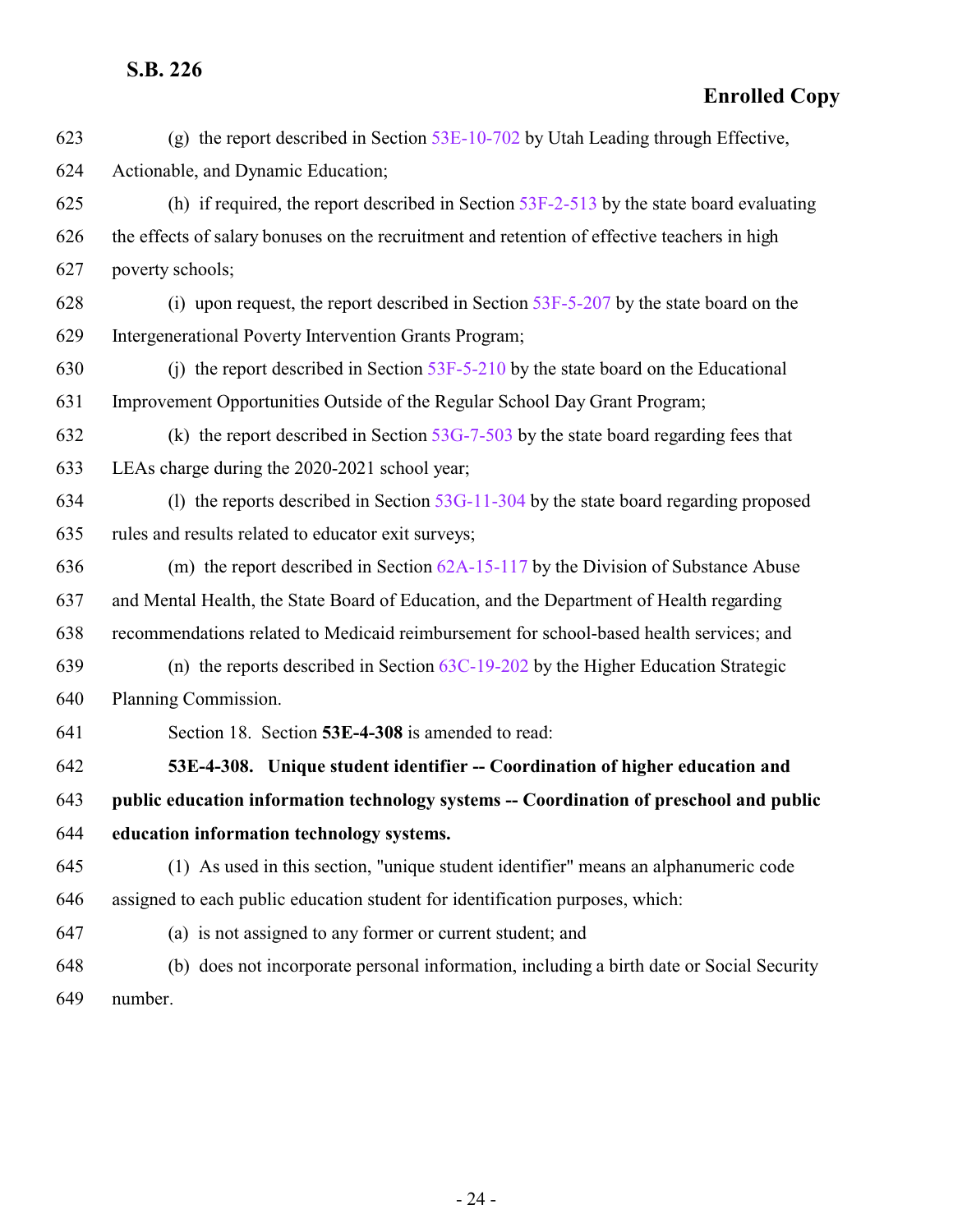(g) the report described in Section 53E-10-702 by Utah Leading through Effective, Actionable, and Dynamic Education;

(h) if required, the report described in Section 53F-2-513 by the state board evaluating the effects of salary bonuses on the recruitment and retention of effective teachers in high poverty schools;

(i) upon request, the report described in Section 53F-5-207 by the state board on the Intergenerational Poverty Intervention Grants Program;

(j) the report described in Section 53F-5-210 by the state board on the Educational Improvement Opportunities Outside of the Regular School Day Grant Program;

(k) the report described in Section 53G-7-503 by the state board regarding fees that LEAs charge during the 2020-2021 school year;

(l) the reports described in Section 53G-11-304 by the state board regarding proposed rules and results related to educator exit surveys;

(m) the report described in Section 62A-15-117 by the Division of Substance Abuse and Mental Health, the State Board of Education, and the Department of Health regarding recommendations related to Medicaid reimbursement for school-based health services; and

(n) the reports described in Section 63C-19-202 by the Higher Education Strategic Planning Commission.

Section 18. Section **53E-4-308** is amended to read:

**53E-4-308. Unique student identifier -- Coordination of higher education and public education information technology systems -- Coordination of preschool and public education information technology systems.**

(1) As used in this section, "unique student identifier" means an alphanumeric code assigned to each public education student for identification purposes, which:

(a) is not assigned to any former or current student; and

(b) does not incorporate personal information, including a birth date or Social Security number.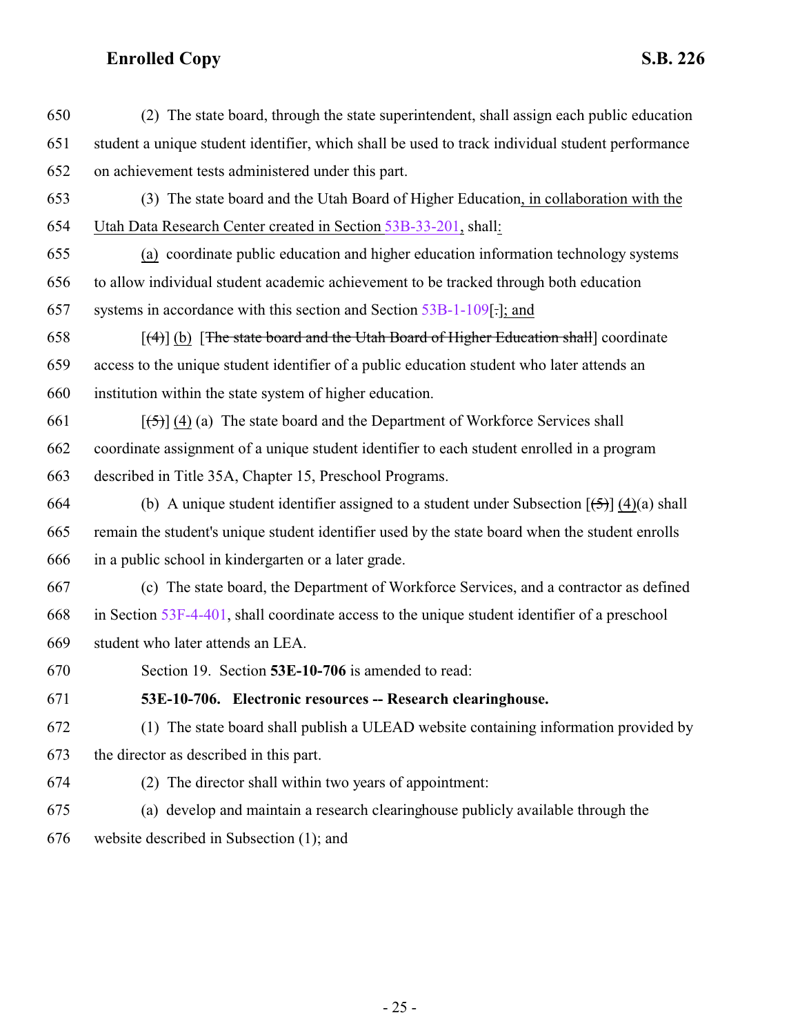650 (2) The state board, through the state superintendent, shall assign each public education
651 student a unique student identifier, which shall be used to track individual student performance
652 on achievement tests administered under this part.

653 (3) The state board and the Utah Board of Higher Education, in collaboration with the
654 Utah Data Research Center created in Section 53B-33-201, shall:

655 (a) coordinate public education and higher education information technology systems
656 to allow individual student academic achievement to be tracked through both education
657 systems in accordance with this section and Section 53B-1-109[.]; and

658 [(4)] (b) [The state board and the Utah Board of Higher Education shall] coordinate
659 access to the unique student identifier of a public education student who later attends an
660 institution within the state system of higher education.

661 [(5)] (4) (a) The state board and the Department of Workforce Services shall
662 coordinate assignment of a unique student identifier to each student enrolled in a program
663 described in Title 35A, Chapter 15, Preschool Programs.

664 (b) A unique student identifier assigned to a student under Subsection [(5)] (4)(a) shall
665 remain the student's unique student identifier used by the state board when the student enrolls
666 in a public school in kindergarten or a later grade.

667 (c) The state board, the Department of Workforce Services, and a contractor as defined
668 in Section 53F-4-401, shall coordinate access to the unique student identifier of a preschool
669 student who later attends an LEA.

670 Section 19. Section **53E-10-706** is amended to read:

671 **53E-10-706. Electronic resources -- Research clearinghouse.**

672 (1) The state board shall publish a ULEAD website containing information provided by
673 the director as described in this part.

674 (2) The director shall within two years of appointment:

675 (a) develop and maintain a research clearinghouse publicly available through the
676 website described in Subsection (1); and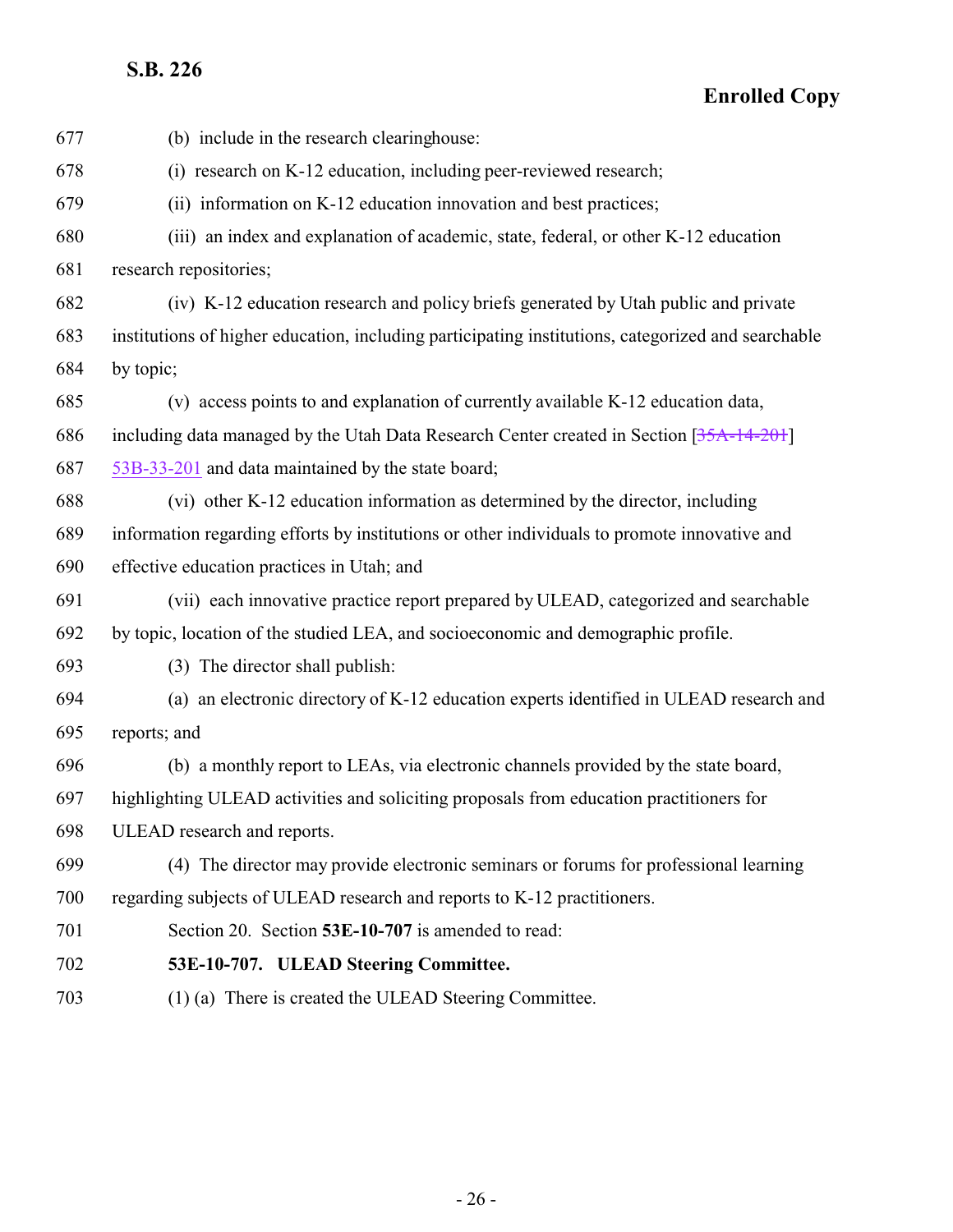(b) include in the research clearinghouse:

(i) research on K-12 education, including peer-reviewed research;

(ii) information on K-12 education innovation and best practices;

(iii) an index and explanation of academic, state, federal, or other K-12 education research repositories;

(iv) K-12 education research and policy briefs generated by Utah public and private institutions of higher education, including participating institutions, categorized and searchable by topic;

(v) access points to and explanation of currently available K-12 education data, including data managed by the Utah Data Research Center created in Section [~~35A-14-201~~] 53B-33-201 and data maintained by the state board;

(vi) other K-12 education information as determined by the director, including information regarding efforts by institutions or other individuals to promote innovative and effective education practices in Utah; and

(vii) each innovative practice report prepared by ULEAD, categorized and searchable by topic, location of the studied LEA, and socioeconomic and demographic profile.

(3) The director shall publish:

(a) an electronic directory of K-12 education experts identified in ULEAD research and reports; and

(b) a monthly report to LEAs, via electronic channels provided by the state board, highlighting ULEAD activities and soliciting proposals from education practitioners for ULEAD research and reports.

(4) The director may provide electronic seminars or forums for professional learning regarding subjects of ULEAD research and reports to K-12 practitioners.

Section 20. Section **53E-10-707** is amended to read:

**53E-10-707. ULEAD Steering Committee.**

(1) (a) There is created the ULEAD Steering Committee.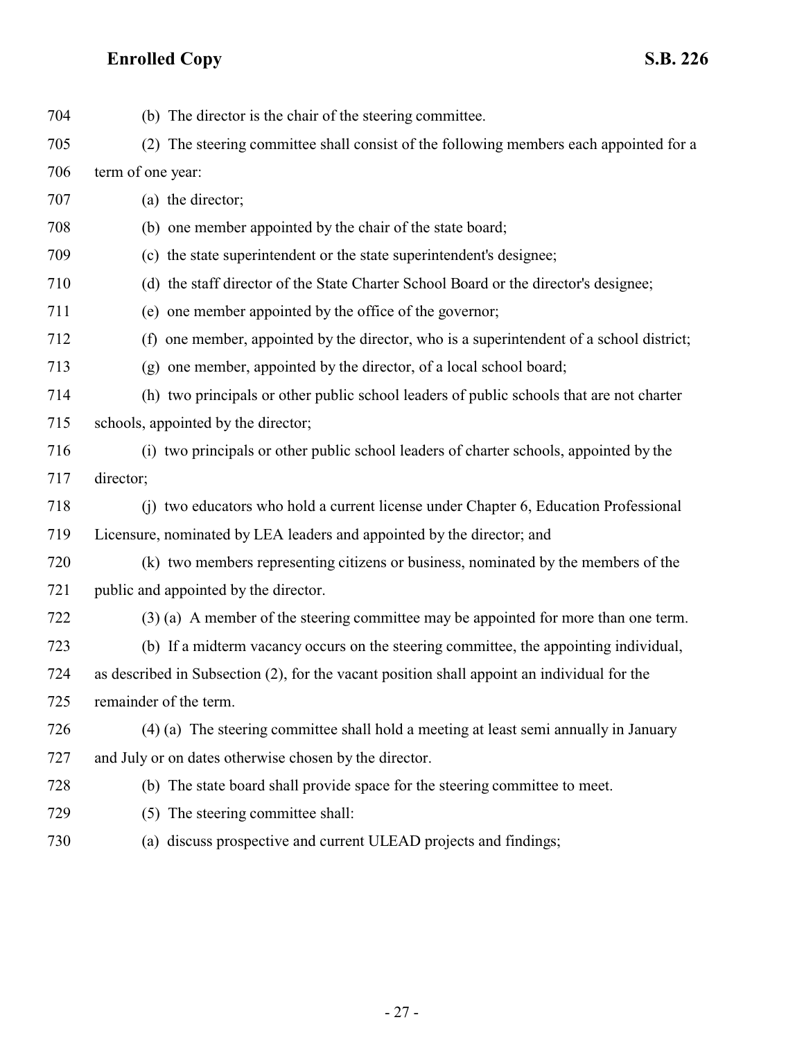(b) The director is the chair of the steering committee.

(2) The steering committee shall consist of the following members each appointed for a term of one year:

(a) the director;

(b) one member appointed by the chair of the state board;

(c) the state superintendent or the state superintendent's designee;

(d) the staff director of the State Charter School Board or the director's designee;

(e) one member appointed by the office of the governor;

(f) one member, appointed by the director, who is a superintendent of a school district;

(g) one member, appointed by the director, of a local school board;

(h) two principals or other public school leaders of public schools that are not charter schools, appointed by the director;

(i) two principals or other public school leaders of charter schools, appointed by the director;

(j) two educators who hold a current license under Chapter 6, Education Professional Licensure, nominated by LEA leaders and appointed by the director; and

(k) two members representing citizens or business, nominated by the members of the public and appointed by the director.

(3) (a) A member of the steering committee may be appointed for more than one term.

(b) If a midterm vacancy occurs on the steering committee, the appointing individual, as described in Subsection (2), for the vacant position shall appoint an individual for the remainder of the term.

(4) (a) The steering committee shall hold a meeting at least semi annually in January and July or on dates otherwise chosen by the director.

(b) The state board shall provide space for the steering committee to meet.

(5) The steering committee shall:

(a) discuss prospective and current ULEAD projects and findings;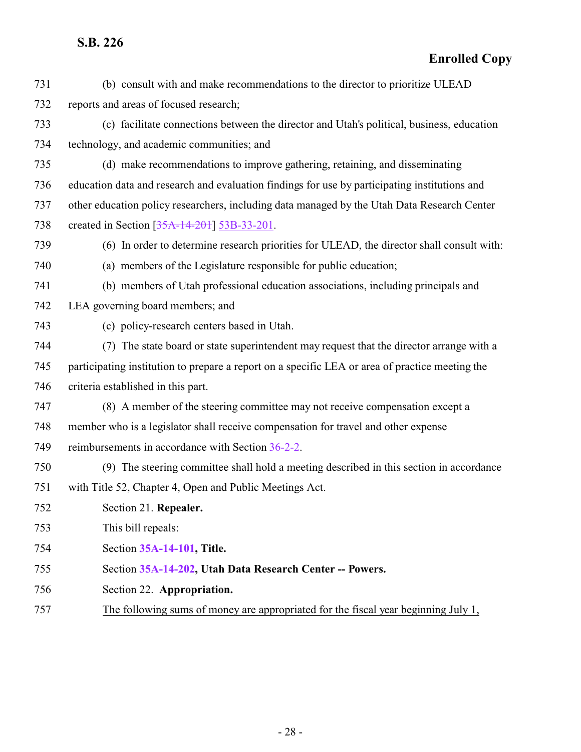(b) consult with and make recommendations to the director to prioritize ULEAD reports and areas of focused research;

(c) facilitate connections between the director and Utah's political, business, education technology, and academic communities; and

(d) make recommendations to improve gathering, retaining, and disseminating education data and research and evaluation findings for use by participating institutions and other education policy researchers, including data managed by the Utah Data Research Center created in Section [~~35A-14-201~~] 53B-33-201.

(6) In order to determine research priorities for ULEAD, the director shall consult with:

(a) members of the Legislature responsible for public education;

(b) members of Utah professional education associations, including principals and LEA governing board members; and

(c) policy-research centers based in Utah.

(7) The state board or state superintendent may request that the director arrange with a participating institution to prepare a report on a specific LEA or area of practice meeting the criteria established in this part.

(8) A member of the steering committee may not receive compensation except a member who is a legislator shall receive compensation for travel and other expense reimbursements in accordance with Section 36-2-2.

(9) The steering committee shall hold a meeting described in this section in accordance with Title 52, Chapter 4, Open and Public Meetings Act.

Section 21. **Repealer.**

This bill repeals:

Section **35A-14-101, Title.**

Section **35A-14-202, Utah Data Research Center -- Powers.**

Section 22. **Appropriation.**

<u>The following sums of money are appropriated for the fiscal year beginning July 1,</u>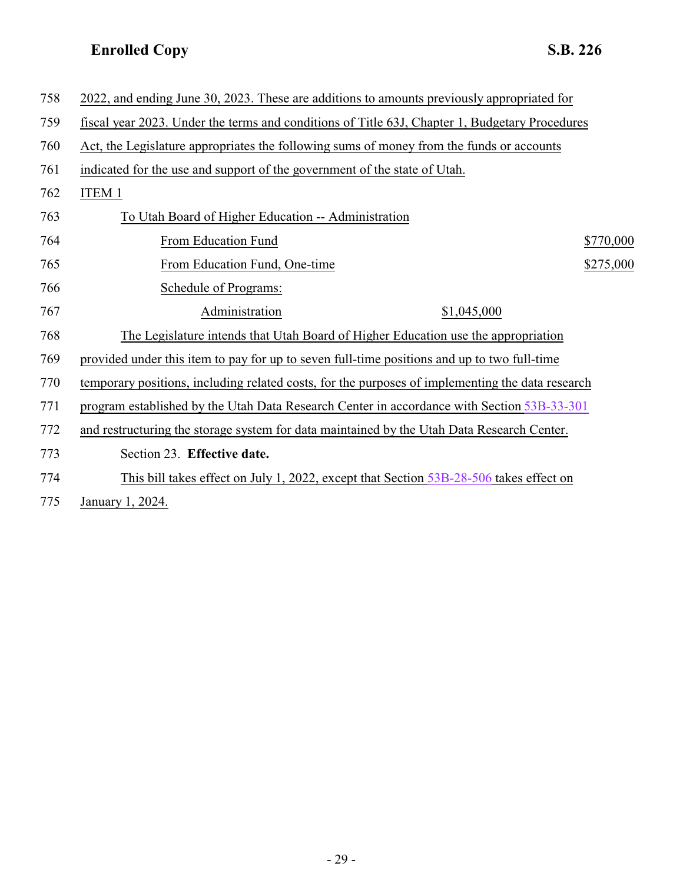2022, and ending June 30, 2023. These are additions to amounts previously appropriated for fiscal year 2023. Under the terms and conditions of Title 63J, Chapter 1, Budgetary Procedures Act, the Legislature appropriates the following sums of money from the funds or accounts indicated for the use and support of the government of the state of Utah.

ITEM 1

To Utah Board of Higher Education -- Administration

| | | |
|---|---|---|
| From Education Fund | | $770,000 |
| From Education Fund, One-time | | $275,000 |
| Schedule of Programs: | | |
| Administration | $1,045,000 | |

The Legislature intends that Utah Board of Higher Education use the appropriation provided under this item to pay for up to seven full-time positions and up to two full-time temporary positions, including related costs, for the purposes of implementing the data research program established by the Utah Data Research Center in accordance with Section 53B-33-301 and restructuring the storage system for data maintained by the Utah Data Research Center.

Section 23. **Effective date.**

This bill takes effect on July 1, 2022, except that Section 53B-28-506 takes effect on January 1, 2024.